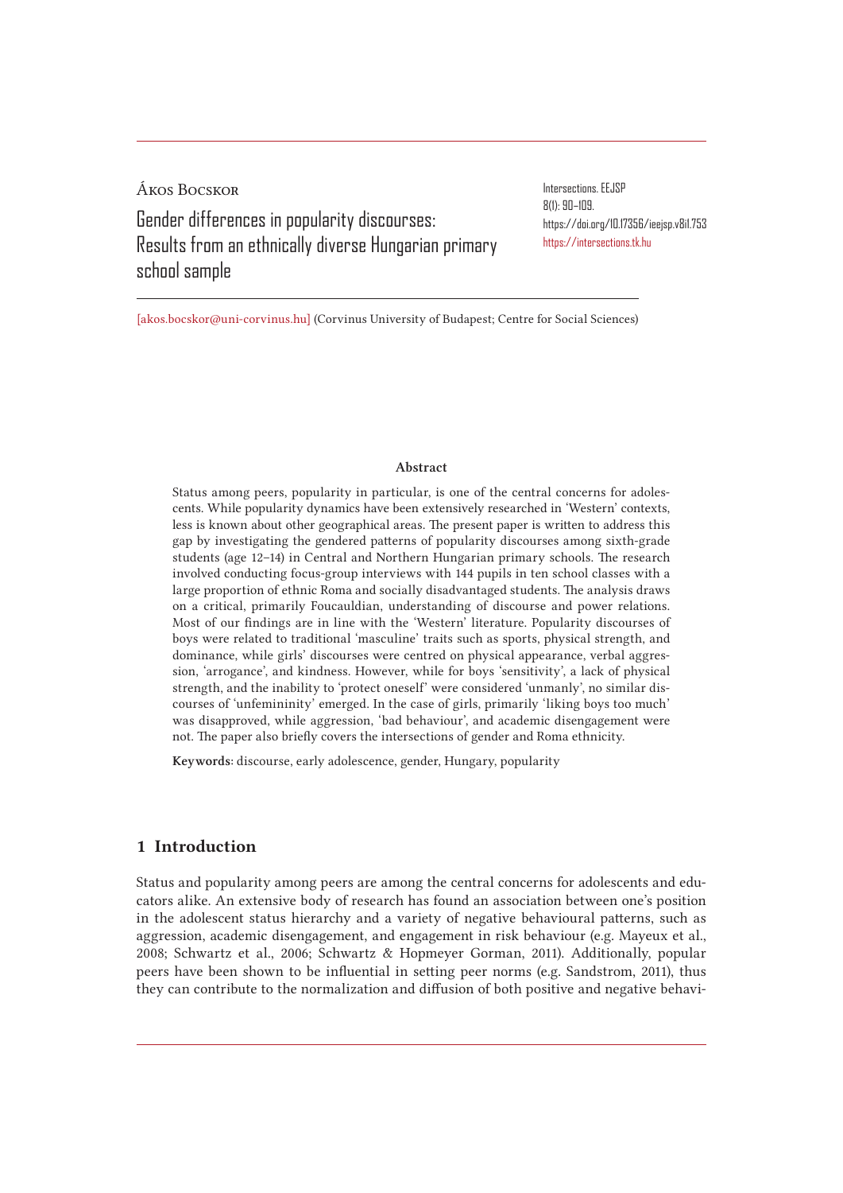Ákos Bocskor

# Gender differences in popularity discourses: Results from an ethnically diverse Hungarian primary school sample

Intersections. EEJSP
8(1): 90–109.
https://doi.org/10.17356/ieejsp.v8i1.753
https://intersections.tk.hu

[akos.bocskor@uni-corvinus.hu] (Corvinus University of Budapest; Centre for Social Sciences)

### Abstract

Status among peers, popularity in particular, is one of the central concerns for adolescents. While popularity dynamics have been extensively researched in 'Western' contexts, less is known about other geographical areas. The present paper is written to address this gap by investigating the gendered patterns of popularity discourses among sixth-grade students (age 12–14) in Central and Northern Hungarian primary schools. The research involved conducting focus-group interviews with 144 pupils in ten school classes with a large proportion of ethnic Roma and socially disadvantaged students. The analysis draws on a critical, primarily Foucauldian, understanding of discourse and power relations. Most of our findings are in line with the 'Western' literature. Popularity discourses of boys were related to traditional 'masculine' traits such as sports, physical strength, and dominance, while girls' discourses were centred on physical appearance, verbal aggression, 'arrogance', and kindness. However, while for boys 'sensitivity', a lack of physical strength, and the inability to 'protect oneself' were considered 'unmanly', no similar discourses of 'unfemininity' emerged. In the case of girls, primarily 'liking boys too much' was disapproved, while aggression, 'bad behaviour', and academic disengagement were not. The paper also briefly covers the intersections of gender and Roma ethnicity.

**Keywords:** discourse, early adolescence, gender, Hungary, popularity

## 1 Introduction

Status and popularity among peers are among the central concerns for adolescents and educators alike. An extensive body of research has found an association between one's position in the adolescent status hierarchy and a variety of negative behavioural patterns, such as aggression, academic disengagement, and engagement in risk behaviour (e.g. Mayeux et al., 2008; Schwartz et al., 2006; Schwartz & Hopmeyer Gorman, 2011). Additionally, popular peers have been shown to be influential in setting peer norms (e.g. Sandstrom, 2011), thus they can contribute to the normalization and diffusion of both positive and negative behavi-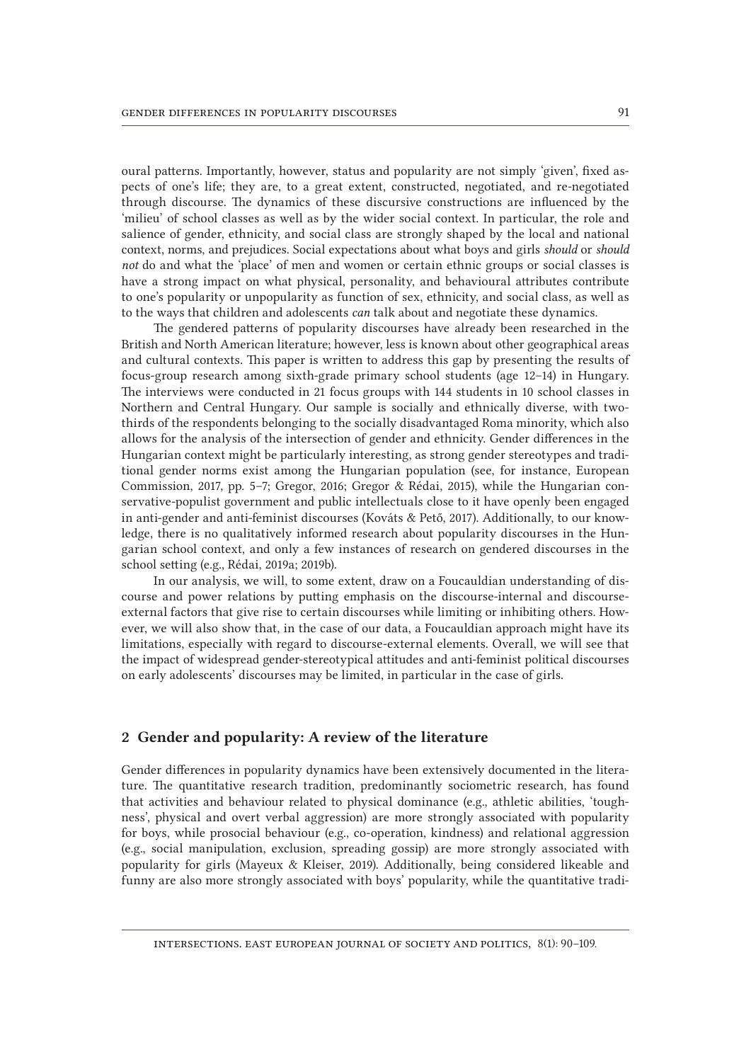oural patterns. Importantly, however, status and popularity are not simply 'given', fixed aspects of one's life; they are, to a great extent, constructed, negotiated, and re-negotiated through discourse. The dynamics of these discursive constructions are influenced by the 'milieu' of school classes as well as by the wider social context. In particular, the role and salience of gender, ethnicity, and social class are strongly shaped by the local and national context, norms, and prejudices. Social expectations about what boys and girls *should* or *should not* do and what the 'place' of men and women or certain ethnic groups or social classes is have a strong impact on what physical, personality, and behavioural attributes contribute to one's popularity or unpopularity as function of sex, ethnicity, and social class, as well as to the ways that children and adolescents *can* talk about and negotiate these dynamics.

The gendered patterns of popularity discourses have already been researched in the British and North American literature; however, less is known about other geographical areas and cultural contexts. This paper is written to address this gap by presenting the results of focus-group research among sixth-grade primary school students (age 12–14) in Hungary. The interviews were conducted in 21 focus groups with 144 students in 10 school classes in Northern and Central Hungary. Our sample is socially and ethnically diverse, with two-thirds of the respondents belonging to the socially disadvantaged Roma minority, which also allows for the analysis of the intersection of gender and ethnicity. Gender differences in the Hungarian context might be particularly interesting, as strong gender stereotypes and traditional gender norms exist among the Hungarian population (see, for instance, European Commission, 2017, pp. 5–7; Gregor, 2016; Gregor & Rédai, 2015), while the Hungarian conservative-populist government and public intellectuals close to it have openly been engaged in anti-gender and anti-feminist discourses (Kováts & Pető, 2017). Additionally, to our knowledge, there is no qualitatively informed research about popularity discourses in the Hungarian school context, and only a few instances of research on gendered discourses in the school setting (e.g., Rédai, 2019a; 2019b).

In our analysis, we will, to some extent, draw on a Foucauldian understanding of discourse and power relations by putting emphasis on the discourse-internal and discourse-external factors that give rise to certain discourses while limiting or inhibiting others. However, we will also show that, in the case of our data, a Foucauldian approach might have its limitations, especially with regard to discourse-external elements. Overall, we will see that the impact of widespread gender-stereotypical attitudes and anti-feminist political discourses on early adolescents' discourses may be limited, in particular in the case of girls.

## 2 Gender and popularity: A review of the literature

Gender differences in popularity dynamics have been extensively documented in the literature. The quantitative research tradition, predominantly sociometric research, has found that activities and behaviour related to physical dominance (e.g., athletic abilities, 'toughness', physical and overt verbal aggression) are more strongly associated with popularity for boys, while prosocial behaviour (e.g., co-operation, kindness) and relational aggression (e.g., social manipulation, exclusion, spreading gossip) are more strongly associated with popularity for girls (Mayeux & Kleiser, 2019). Additionally, being considered likeable and funny are also more strongly associated with boys' popularity, while the quantitative tradi-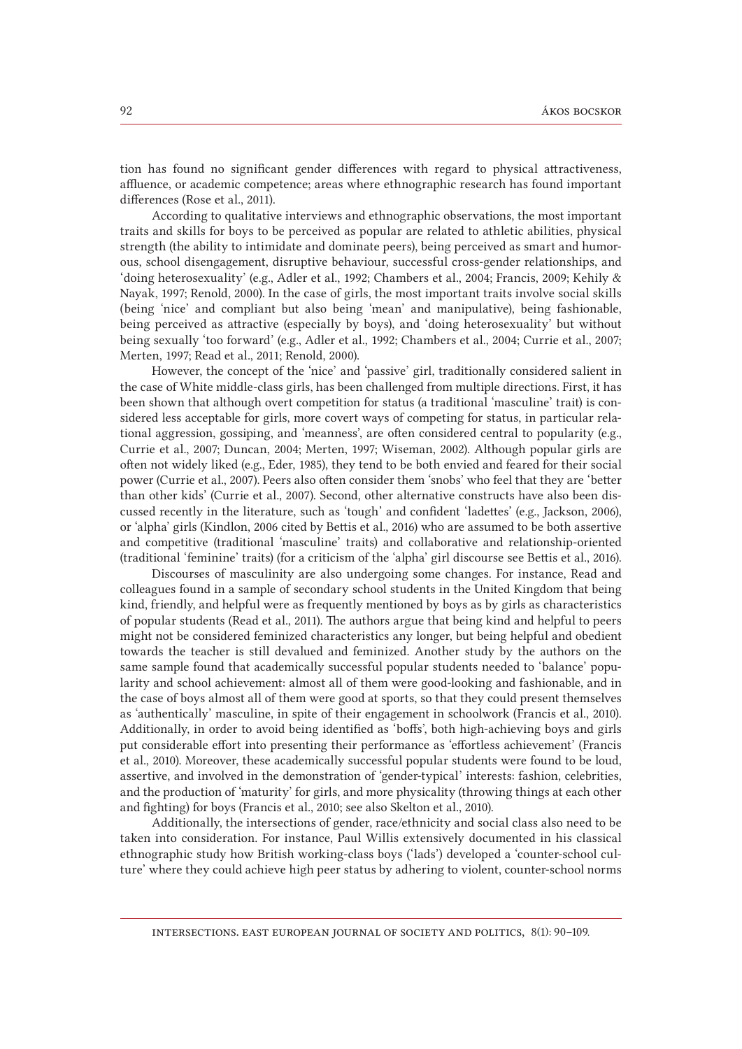tion has found no significant gender differences with regard to physical attractiveness, affluence, or academic competence; areas where ethnographic research has found important differences (Rose et al., 2011).

According to qualitative interviews and ethnographic observations, the most important traits and skills for boys to be perceived as popular are related to athletic abilities, physical strength (the ability to intimidate and dominate peers), being perceived as smart and humorous, school disengagement, disruptive behaviour, successful cross-gender relationships, and 'doing heterosexuality' (e.g., Adler et al., 1992; Chambers et al., 2004; Francis, 2009; Kehily & Nayak, 1997; Renold, 2000). In the case of girls, the most important traits involve social skills (being 'nice' and compliant but also being 'mean' and manipulative), being fashionable, being perceived as attractive (especially by boys), and 'doing heterosexuality' but without being sexually 'too forward' (e.g., Adler et al., 1992; Chambers et al., 2004; Currie et al., 2007; Merten, 1997; Read et al., 2011; Renold, 2000).

However, the concept of the 'nice' and 'passive' girl, traditionally considered salient in the case of White middle-class girls, has been challenged from multiple directions. First, it has been shown that although overt competition for status (a traditional 'masculine' trait) is considered less acceptable for girls, more covert ways of competing for status, in particular relational aggression, gossiping, and 'meanness', are often considered central to popularity (e.g., Currie et al., 2007; Duncan, 2004; Merten, 1997; Wiseman, 2002). Although popular girls are often not widely liked (e.g., Eder, 1985), they tend to be both envied and feared for their social power (Currie et al., 2007). Peers also often consider them 'snobs' who feel that they are 'better than other kids' (Currie et al., 2007). Second, other alternative constructs have also been discussed recently in the literature, such as 'tough' and confident 'ladettes' (e.g., Jackson, 2006), or 'alpha' girls (Kindlon, 2006 cited by Bettis et al., 2016) who are assumed to be both assertive and competitive (traditional 'masculine' traits) and collaborative and relationship-oriented (traditional 'feminine' traits) (for a criticism of the 'alpha' girl discourse see Bettis et al., 2016).

Discourses of masculinity are also undergoing some changes. For instance, Read and colleagues found in a sample of secondary school students in the United Kingdom that being kind, friendly, and helpful were as frequently mentioned by boys as by girls as characteristics of popular students (Read et al., 2011). The authors argue that being kind and helpful to peers might not be considered feminized characteristics any longer, but being helpful and obedient towards the teacher is still devalued and feminized. Another study by the authors on the same sample found that academically successful popular students needed to 'balance' popularity and school achievement: almost all of them were good-looking and fashionable, and in the case of boys almost all of them were good at sports, so that they could present themselves as 'authentically' masculine, in spite of their engagement in schoolwork (Francis et al., 2010). Additionally, in order to avoid being identified as 'boffs', both high-achieving boys and girls put considerable effort into presenting their performance as 'effortless achievement' (Francis et al., 2010). Moreover, these academically successful popular students were found to be loud, assertive, and involved in the demonstration of 'gender-typical' interests: fashion, celebrities, and the production of 'maturity' for girls, and more physicality (throwing things at each other and fighting) for boys (Francis et al., 2010; see also Skelton et al., 2010).

Additionally, the intersections of gender, race/ethnicity and social class also need to be taken into consideration. For instance, Paul Willis extensively documented in his classical ethnographic study how British working-class boys ('lads') developed a 'counter-school culture' where they could achieve high peer status by adhering to violent, counter-school norms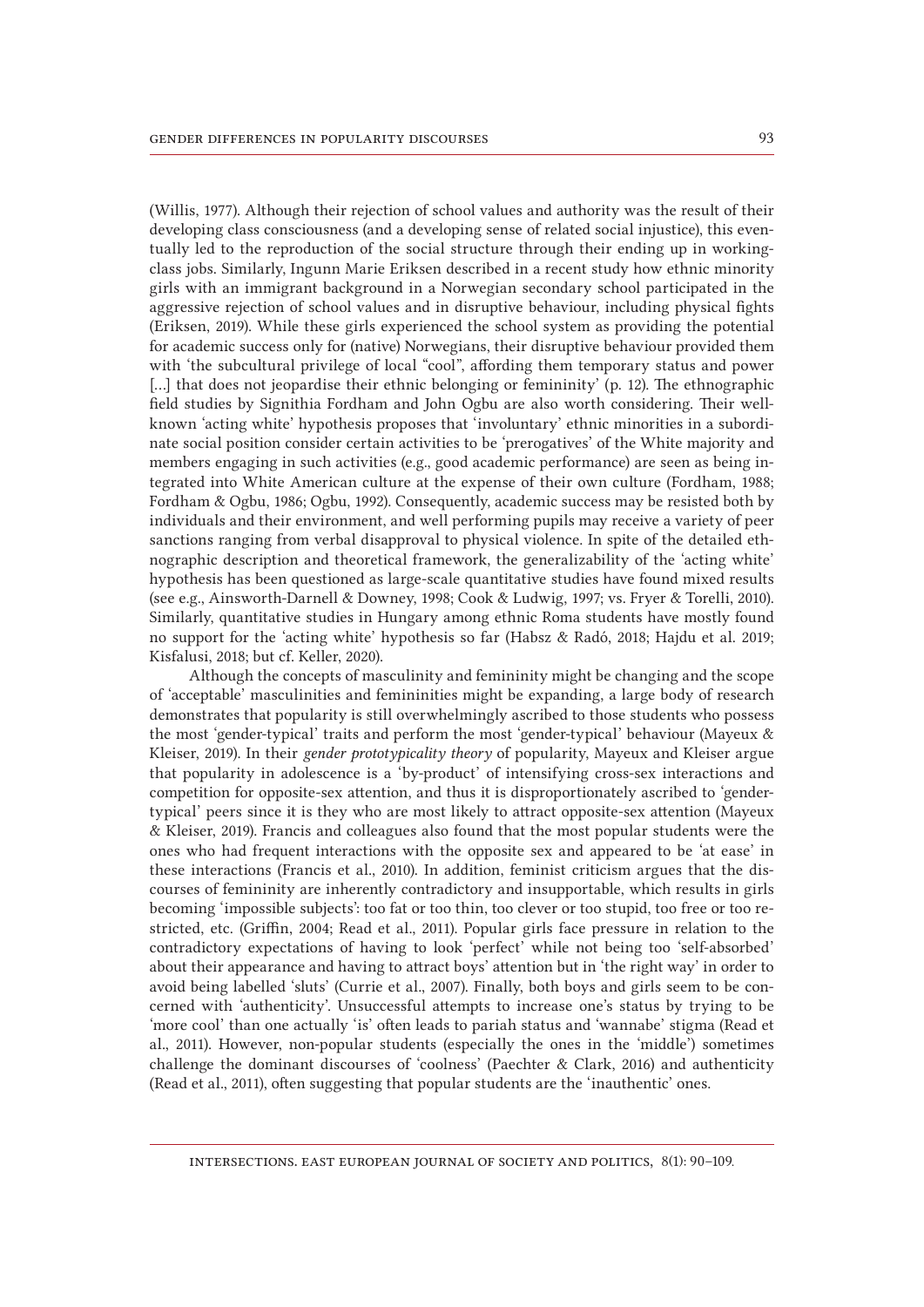(Willis, 1977). Although their rejection of school values and authority was the result of their developing class consciousness (and a developing sense of related social injustice), this eventually led to the reproduction of the social structure through their ending up in working-class jobs. Similarly, Ingunn Marie Eriksen described in a recent study how ethnic minority girls with an immigrant background in a Norwegian secondary school participated in the aggressive rejection of school values and in disruptive behaviour, including physical fights (Eriksen, 2019). While these girls experienced the school system as providing the potential for academic success only for (native) Norwegians, their disruptive behaviour provided them with 'the subcultural privilege of local "cool", affording them temporary status and power [...] that does not jeopardise their ethnic belonging or femininity' (p. 12). The ethnographic field studies by Signithia Fordham and John Ogbu are also worth considering. Their well-known 'acting white' hypothesis proposes that 'involuntary' ethnic minorities in a subordinate social position consider certain activities to be 'prerogatives' of the White majority and members engaging in such activities (e.g., good academic performance) are seen as being integrated into White American culture at the expense of their own culture (Fordham, 1988; Fordham & Ogbu, 1986; Ogbu, 1992). Consequently, academic success may be resisted both by individuals and their environment, and well performing pupils may receive a variety of peer sanctions ranging from verbal disapproval to physical violence. In spite of the detailed ethnographic description and theoretical framework, the generalizability of the 'acting white' hypothesis has been questioned as large-scale quantitative studies have found mixed results (see e.g., Ainsworth-Darnell & Downey, 1998; Cook & Ludwig, 1997; vs. Fryer & Torelli, 2010). Similarly, quantitative studies in Hungary among ethnic Roma students have mostly found no support for the 'acting white' hypothesis so far (Habsz & Radó, 2018; Hajdu et al. 2019; Kisfalusi, 2018; but cf. Keller, 2020).

Although the concepts of masculinity and femininity might be changing and the scope of 'acceptable' masculinities and femininities might be expanding, a large body of research demonstrates that popularity is still overwhelmingly ascribed to those students who possess the most 'gender-typical' traits and perform the most 'gender-typical' behaviour (Mayeux & Kleiser, 2019). In their *gender prototypicality theory* of popularity, Mayeux and Kleiser argue that popularity in adolescence is a 'by-product' of intensifying cross-sex interactions and competition for opposite-sex attention, and thus it is disproportionately ascribed to 'gender-typical' peers since it is they who are most likely to attract opposite-sex attention (Mayeux & Kleiser, 2019). Francis and colleagues also found that the most popular students were the ones who had frequent interactions with the opposite sex and appeared to be 'at ease' in these interactions (Francis et al., 2010). In addition, feminist criticism argues that the discourses of femininity are inherently contradictory and insupportable, which results in girls becoming 'impossible subjects': too fat or too thin, too clever or too stupid, too free or too restricted, etc. (Griffin, 2004; Read et al., 2011). Popular girls face pressure in relation to the contradictory expectations of having to look 'perfect' while not being too 'self-absorbed' about their appearance and having to attract boys' attention but in 'the right way' in order to avoid being labelled 'sluts' (Currie et al., 2007). Finally, both boys and girls seem to be concerned with 'authenticity'. Unsuccessful attempts to increase one's status by trying to be 'more cool' than one actually 'is' often leads to pariah status and 'wannabe' stigma (Read et al., 2011). However, non-popular students (especially the ones in the 'middle') sometimes challenge the dominant discourses of 'coolness' (Paechter & Clark, 2016) and authenticity (Read et al., 2011), often suggesting that popular students are the 'inauthentic' ones.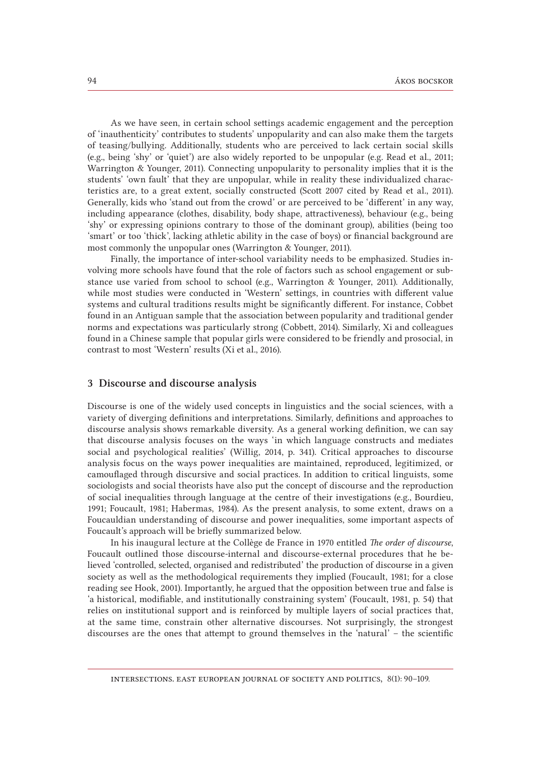As we have seen, in certain school settings academic engagement and the perception of 'inauthenticity' contributes to students' unpopularity and can also make them the targets of teasing/bullying. Additionally, students who are perceived to lack certain social skills (e.g., being 'shy' or 'quiet') are also widely reported to be unpopular (e.g. Read et al., 2011; Warrington & Younger, 2011). Connecting unpopularity to personality implies that it is the students' 'own fault' that they are unpopular, while in reality these individualized characteristics are, to a great extent, socially constructed (Scott 2007 cited by Read et al., 2011). Generally, kids who 'stand out from the crowd' or are perceived to be 'different' in any way, including appearance (clothes, disability, body shape, attractiveness), behaviour (e.g., being 'shy' or expressing opinions contrary to those of the dominant group), abilities (being too 'smart' or too 'thick', lacking athletic ability in the case of boys) or financial background are most commonly the unpopular ones (Warrington & Younger, 2011).

Finally, the importance of inter-school variability needs to be emphasized. Studies involving more schools have found that the role of factors such as school engagement or substance use varied from school to school (e.g., Warrington & Younger, 2011). Additionally, while most studies were conducted in 'Western' settings, in countries with different value systems and cultural traditions results might be significantly different. For instance, Cobbet found in an Antiguan sample that the association between popularity and traditional gender norms and expectations was particularly strong (Cobbett, 2014). Similarly, Xi and colleagues found in a Chinese sample that popular girls were considered to be friendly and prosocial, in contrast to most 'Western' results (Xi et al., 2016).

## 3 Discourse and discourse analysis

Discourse is one of the widely used concepts in linguistics and the social sciences, with a variety of diverging definitions and interpretations. Similarly, definitions and approaches to discourse analysis shows remarkable diversity. As a general working definition, we can say that discourse analysis focuses on the ways 'in which language constructs and mediates social and psychological realities' (Willig, 2014, p. 341). Critical approaches to discourse analysis focus on the ways power inequalities are maintained, reproduced, legitimized, or camouflaged through discursive and social practices. In addition to critical linguists, some sociologists and social theorists have also put the concept of discourse and the reproduction of social inequalities through language at the centre of their investigations (e.g., Bourdieu, 1991; Foucault, 1981; Habermas, 1984). As the present analysis, to some extent, draws on a Foucauldian understanding of discourse and power inequalities, some important aspects of Foucault's approach will be briefly summarized below.

In his inaugural lecture at the Collège de France in 1970 entitled *The order of discourse*, Foucault outlined those discourse-internal and discourse-external procedures that he believed 'controlled, selected, organised and redistributed' the production of discourse in a given society as well as the methodological requirements they implied (Foucault, 1981; for a close reading see Hook, 2001). Importantly, he argued that the opposition between true and false is 'a historical, modifiable, and institutionally constraining system' (Foucault, 1981, p. 54) that relies on institutional support and is reinforced by multiple layers of social practices that, at the same time, constrain other alternative discourses. Not surprisingly, the strongest discourses are the ones that attempt to ground themselves in the 'natural' – the scientific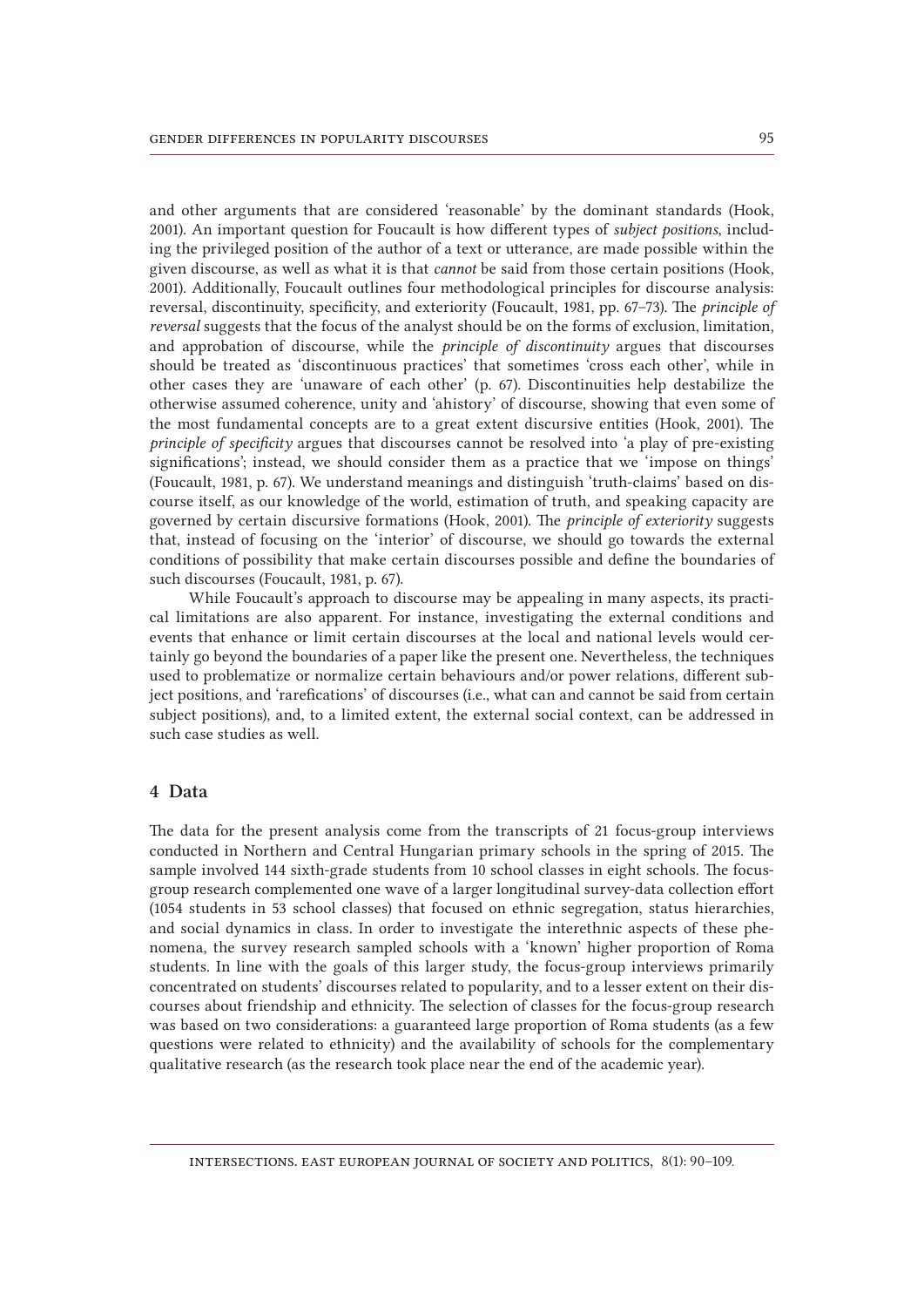and other arguments that are considered 'reasonable' by the dominant standards (Hook, 2001). An important question for Foucault is how different types of *subject positions*, including the privileged position of the author of a text or utterance, are made possible within the given discourse, as well as what it is that *cannot* be said from those certain positions (Hook, 2001). Additionally, Foucault outlines four methodological principles for discourse analysis: reversal, discontinuity, specificity, and exteriority (Foucault, 1981, pp. 67–73). The *principle of reversal* suggests that the focus of the analyst should be on the forms of exclusion, limitation, and approbation of discourse, while the *principle of discontinuity* argues that discourses should be treated as 'discontinuous practices' that sometimes 'cross each other', while in other cases they are 'unaware of each other' (p. 67). Discontinuities help destabilize the otherwise assumed coherence, unity and 'ahistory' of discourse, showing that even some of the most fundamental concepts are to a great extent discursive entities (Hook, 2001). The *principle of specificity* argues that discourses cannot be resolved into 'a play of pre-existing significations'; instead, we should consider them as a practice that we 'impose on things' (Foucault, 1981, p. 67). We understand meanings and distinguish 'truth-claims' based on discourse itself, as our knowledge of the world, estimation of truth, and speaking capacity are governed by certain discursive formations (Hook, 2001). The *principle of exteriority* suggests that, instead of focusing on the 'interior' of discourse, we should go towards the external conditions of possibility that make certain discourses possible and define the boundaries of such discourses (Foucault, 1981, p. 67).

While Foucault's approach to discourse may be appealing in many aspects, its practical limitations are also apparent. For instance, investigating the external conditions and events that enhance or limit certain discourses at the local and national levels would certainly go beyond the boundaries of a paper like the present one. Nevertheless, the techniques used to problematize or normalize certain behaviours and/or power relations, different subject positions, and 'rarefications' of discourses (i.e., what can and cannot be said from certain subject positions), and, to a limited extent, the external social context, can be addressed in such case studies as well.

## 4 Data

The data for the present analysis come from the transcripts of 21 focus-group interviews conducted in Northern and Central Hungarian primary schools in the spring of 2015. The sample involved 144 sixth-grade students from 10 school classes in eight schools. The focus-group research complemented one wave of a larger longitudinal survey-data collection effort (1054 students in 53 school classes) that focused on ethnic segregation, status hierarchies, and social dynamics in class. In order to investigate the interethnic aspects of these phenomena, the survey research sampled schools with a 'known' higher proportion of Roma students. In line with the goals of this larger study, the focus-group interviews primarily concentrated on students' discourses related to popularity, and to a lesser extent on their discourses about friendship and ethnicity. The selection of classes for the focus-group research was based on two considerations: a guaranteed large proportion of Roma students (as a few questions were related to ethnicity) and the availability of schools for the complementary qualitative research (as the research took place near the end of the academic year).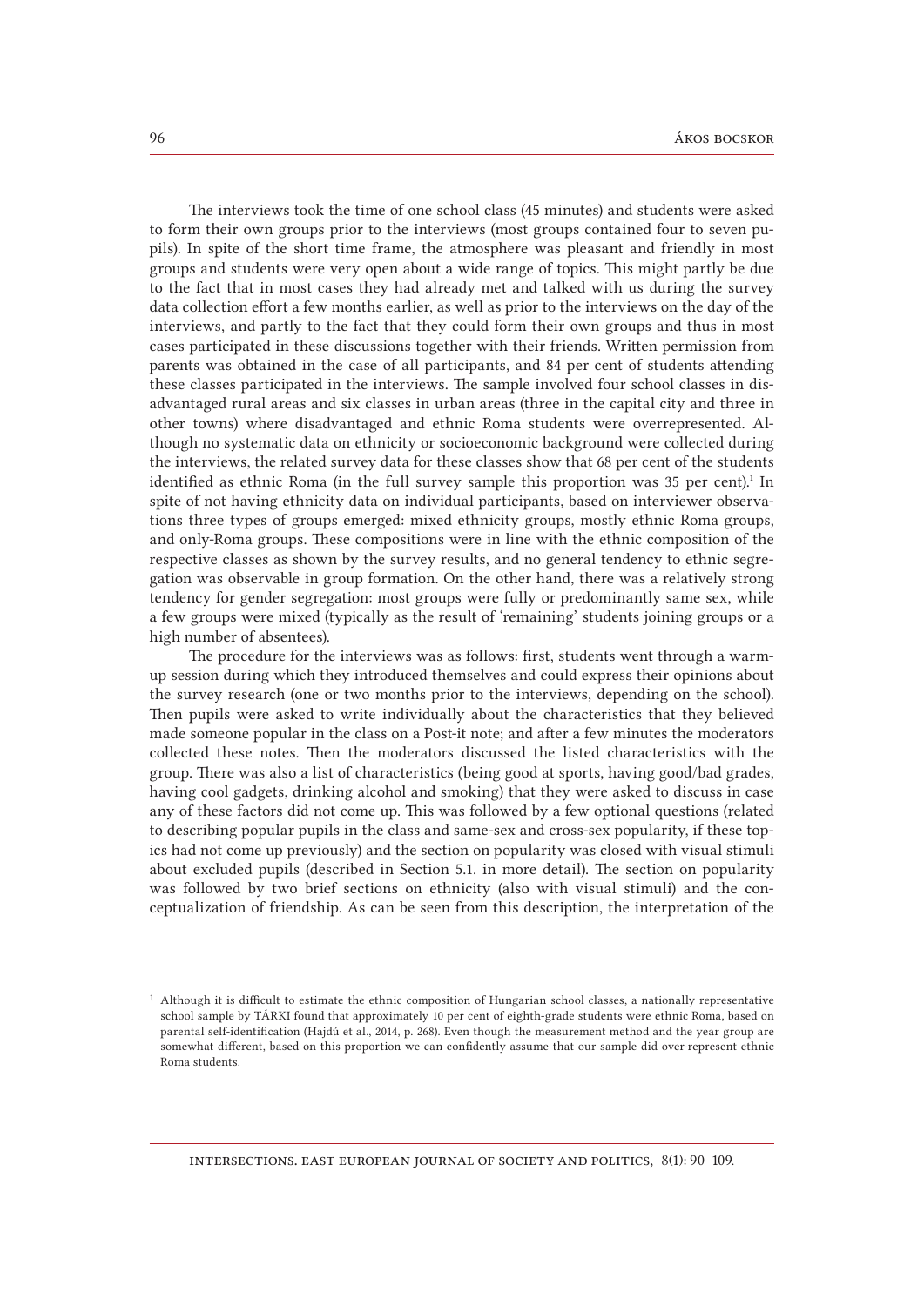The interviews took the time of one school class (45 minutes) and students were asked to form their own groups prior to the interviews (most groups contained four to seven pupils). In spite of the short time frame, the atmosphere was pleasant and friendly in most groups and students were very open about a wide range of topics. This might partly be due to the fact that in most cases they had already met and talked with us during the survey data collection effort a few months earlier, as well as prior to the interviews on the day of the interviews, and partly to the fact that they could form their own groups and thus in most cases participated in these discussions together with their friends. Written permission from parents was obtained in the case of all participants, and 84 per cent of students attending these classes participated in the interviews. The sample involved four school classes in disadvantaged rural areas and six classes in urban areas (three in the capital city and three in other towns) where disadvantaged and ethnic Roma students were overrepresented. Although no systematic data on ethnicity or socioeconomic background were collected during the interviews, the related survey data for these classes show that 68 per cent of the students identified as ethnic Roma (in the full survey sample this proportion was 35 per cent).[1] In spite of not having ethnicity data on individual participants, based on interviewer observations three types of groups emerged: mixed ethnicity groups, mostly ethnic Roma groups, and only-Roma groups. These compositions were in line with the ethnic composition of the respective classes as shown by the survey results, and no general tendency to ethnic segregation was observable in group formation. On the other hand, there was a relatively strong tendency for gender segregation: most groups were fully or predominantly same sex, while a few groups were mixed (typically as the result of 'remaining' students joining groups or a high number of absentees).

The procedure for the interviews was as follows: first, students went through a warm-up session during which they introduced themselves and could express their opinions about the survey research (one or two months prior to the interviews, depending on the school). Then pupils were asked to write individually about the characteristics that they believed made someone popular in the class on a Post-it note; and after a few minutes the moderators collected these notes. Then the moderators discussed the listed characteristics with the group. There was also a list of characteristics (being good at sports, having good/bad grades, having cool gadgets, drinking alcohol and smoking) that they were asked to discuss in case any of these factors did not come up. This was followed by a few optional questions (related to describing popular pupils in the class and same-sex and cross-sex popularity, if these topics had not come up previously) and the section on popularity was closed with visual stimuli about excluded pupils (described in Section 5.1. in more detail). The section on popularity was followed by two brief sections on ethnicity (also with visual stimuli) and the conceptualization of friendship. As can be seen from this description, the interpretation of the

[1] Although it is difficult to estimate the ethnic composition of Hungarian school classes, a nationally representative school sample by TÁRKI found that approximately 10 per cent of eighth-grade students were ethnic Roma, based on parental self-identification (Hajdú et al., 2014, p. 268). Even though the measurement method and the year group are somewhat different, based on this proportion we can confidently assume that our sample did over-represent ethnic Roma students.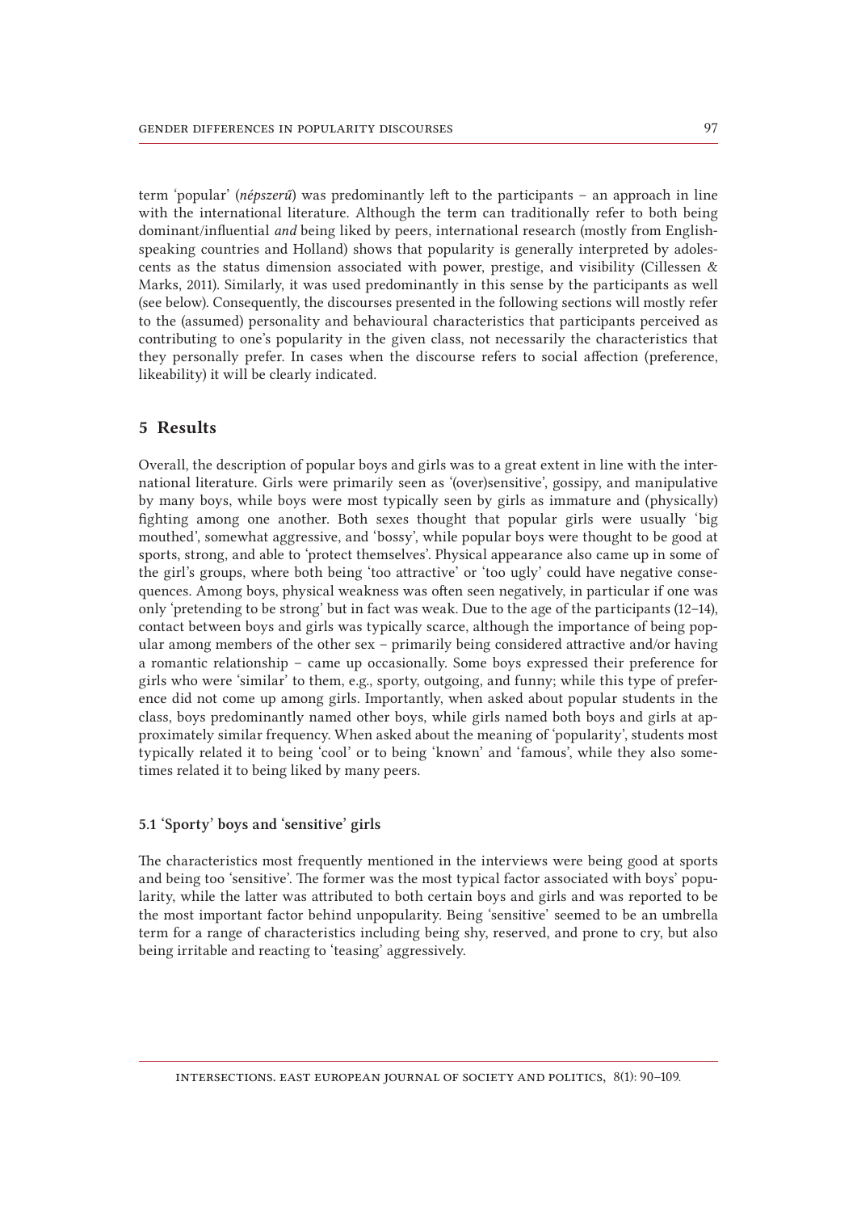term 'popular' (*népszerű*) was predominantly left to the participants – an approach in line with the international literature. Although the term can traditionally refer to both being dominant/influential *and* being liked by peers, international research (mostly from English-speaking countries and Holland) shows that popularity is generally interpreted by adolescents as the status dimension associated with power, prestige, and visibility (Cillessen & Marks, 2011). Similarly, it was used predominantly in this sense by the participants as well (see below). Consequently, the discourses presented in the following sections will mostly refer to the (assumed) personality and behavioural characteristics that participants perceived as contributing to one's popularity in the given class, not necessarily the characteristics that they personally prefer. In cases when the discourse refers to social affection (preference, likeability) it will be clearly indicated.

## 5 Results

Overall, the description of popular boys and girls was to a great extent in line with the international literature. Girls were primarily seen as '(over)sensitive', gossipy, and manipulative by many boys, while boys were most typically seen by girls as immature and (physically) fighting among one another. Both sexes thought that popular girls were usually 'big mouthed', somewhat aggressive, and 'bossy', while popular boys were thought to be good at sports, strong, and able to 'protect themselves'. Physical appearance also came up in some of the girl's groups, where both being 'too attractive' or 'too ugly' could have negative consequences. Among boys, physical weakness was often seen negatively, in particular if one was only 'pretending to be strong' but in fact was weak. Due to the age of the participants (12–14), contact between boys and girls was typically scarce, although the importance of being popular among members of the other sex – primarily being considered attractive and/or having a romantic relationship – came up occasionally. Some boys expressed their preference for girls who were 'similar' to them, e.g., sporty, outgoing, and funny; while this type of preference did not come up among girls. Importantly, when asked about popular students in the class, boys predominantly named other boys, while girls named both boys and girls at approximately similar frequency. When asked about the meaning of 'popularity', students most typically related it to being 'cool' or to being 'known' and 'famous', while they also sometimes related it to being liked by many peers.

### 5.1 'Sporty' boys and 'sensitive' girls

The characteristics most frequently mentioned in the interviews were being good at sports and being too 'sensitive'. The former was the most typical factor associated with boys' popularity, while the latter was attributed to both certain boys and girls and was reported to be the most important factor behind unpopularity. Being 'sensitive' seemed to be an umbrella term for a range of characteristics including being shy, reserved, and prone to cry, but also being irritable and reacting to 'teasing' aggressively.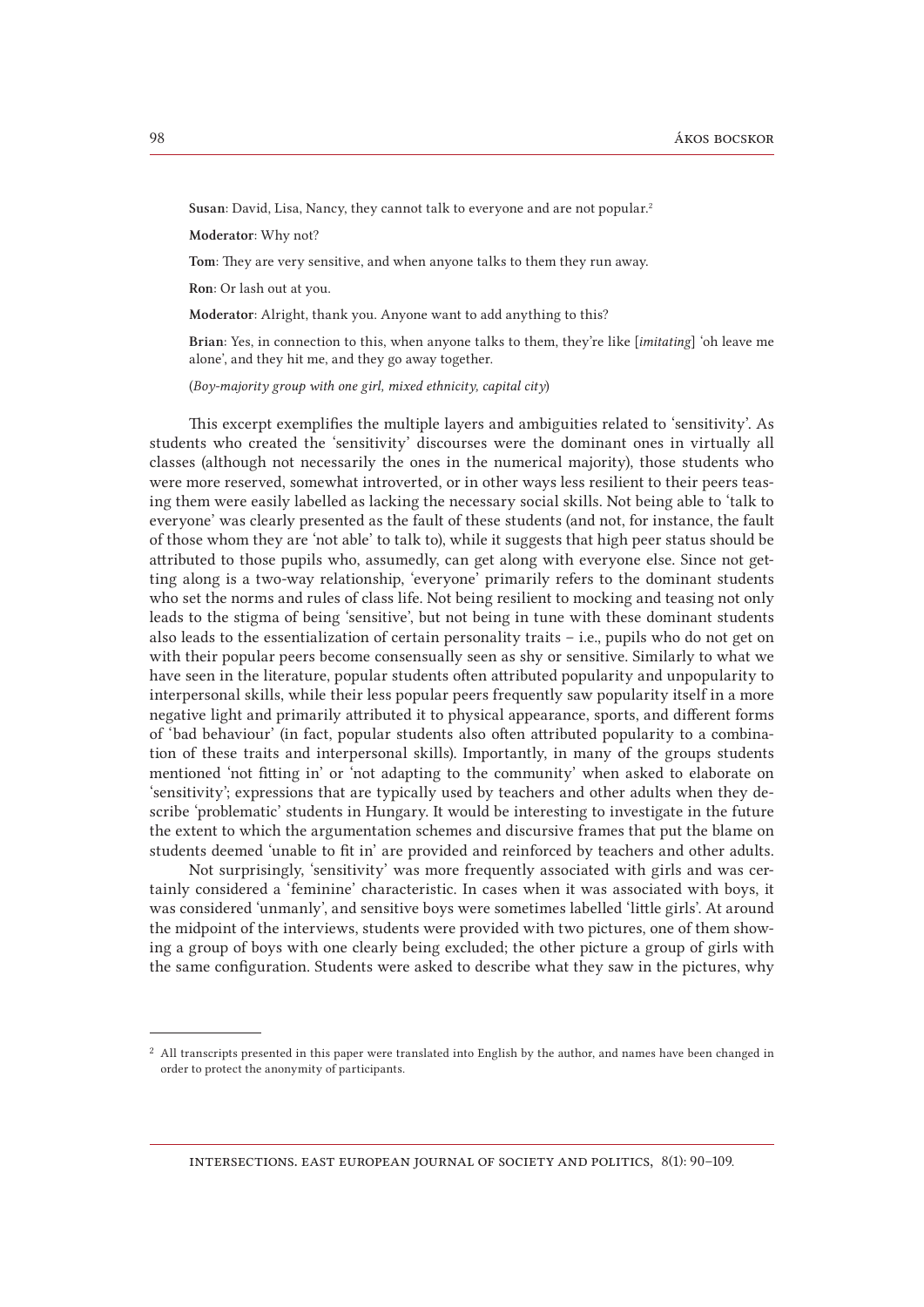**Susan**: David, Lisa, Nancy, they cannot talk to everyone and are not popular.[2]

**Moderator**: Why not?

**Tom**: They are very sensitive, and when anyone talks to them they run away.

**Ron**: Or lash out at you.

**Moderator**: Alright, thank you. Anyone want to add anything to this?

**Brian**: Yes, in connection to this, when anyone talks to them, they're like [*imitating*] 'oh leave me alone', and they hit me, and they go away together.

(*Boy-majority group with one girl, mixed ethnicity, capital city*)

This excerpt exemplifies the multiple layers and ambiguities related to 'sensitivity'. As students who created the 'sensitivity' discourses were the dominant ones in virtually all classes (although not necessarily the ones in the numerical majority), those students who were more reserved, somewhat introverted, or in other ways less resilient to their peers teasing them were easily labelled as lacking the necessary social skills. Not being able to 'talk to everyone' was clearly presented as the fault of these students (and not, for instance, the fault of those whom they are 'not able' to talk to), while it suggests that high peer status should be attributed to those pupils who, assumedly, can get along with everyone else. Since not getting along is a two-way relationship, 'everyone' primarily refers to the dominant students who set the norms and rules of class life. Not being resilient to mocking and teasing not only leads to the stigma of being 'sensitive', but not being in tune with these dominant students also leads to the essentialization of certain personality traits – i.e., pupils who do not get on with their popular peers become consensually seen as shy or sensitive. Similarly to what we have seen in the literature, popular students often attributed popularity and unpopularity to interpersonal skills, while their less popular peers frequently saw popularity itself in a more negative light and primarily attributed it to physical appearance, sports, and different forms of 'bad behaviour' (in fact, popular students also often attributed popularity to a combination of these traits and interpersonal skills). Importantly, in many of the groups students mentioned 'not fitting in' or 'not adapting to the community' when asked to elaborate on 'sensitivity'; expressions that are typically used by teachers and other adults when they describe 'problematic' students in Hungary. It would be interesting to investigate in the future the extent to which the argumentation schemes and discursive frames that put the blame on students deemed 'unable to fit in' are provided and reinforced by teachers and other adults.

Not surprisingly, 'sensitivity' was more frequently associated with girls and was certainly considered a 'feminine' characteristic. In cases when it was associated with boys, it was considered 'unmanly', and sensitive boys were sometimes labelled 'little girls'. At around the midpoint of the interviews, students were provided with two pictures, one of them showing a group of boys with one clearly being excluded; the other picture a group of girls with the same configuration. Students were asked to describe what they saw in the pictures, why

[2] All transcripts presented in this paper were translated into English by the author, and names have been changed in order to protect the anonymity of participants.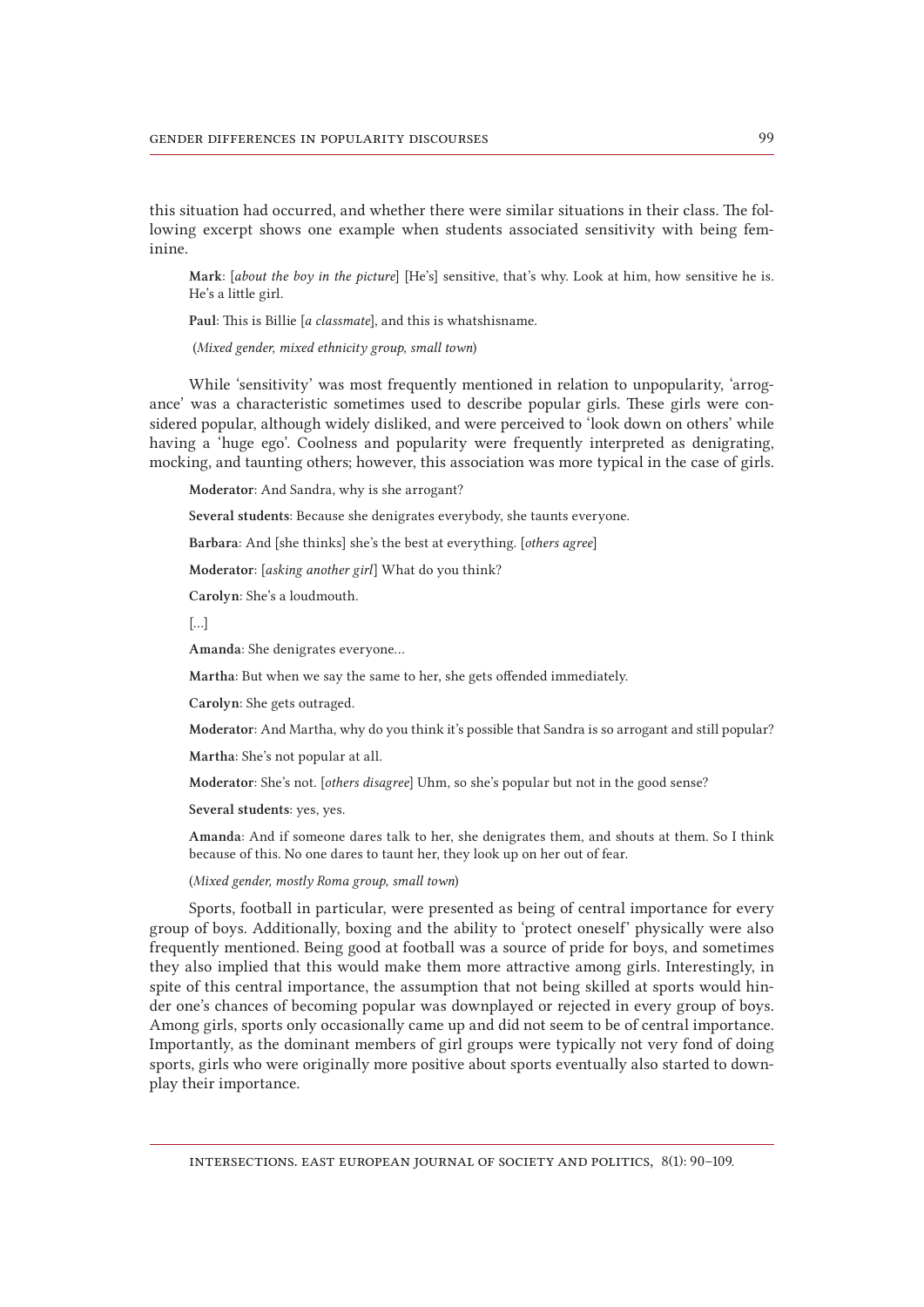this situation had occurred, and whether there were similar situations in their class. The following excerpt shows one example when students associated sensitivity with being feminine.

> **Mark**: [*about the boy in the picture*] [He's] sensitive, that's why. Look at him, how sensitive he is. He's a little girl.
>
> **Paul**: This is Billie [*a classmate*], and this is whatshisname.
>
> (*Mixed gender, mixed ethnicity group, small town*)

While 'sensitivity' was most frequently mentioned in relation to unpopularity, 'arrogance' was a characteristic sometimes used to describe popular girls. These girls were considered popular, although widely disliked, and were perceived to 'look down on others' while having a 'huge ego'. Coolness and popularity were frequently interpreted as denigrating, mocking, and taunting others; however, this association was more typical in the case of girls.

> **Moderator**: And Sandra, why is she arrogant?
>
> **Several students**: Because she denigrates everybody, she taunts everyone.
>
> **Barbara**: And [she thinks] she's the best at everything. [*others agree*]
>
> **Moderator**: [*asking another girl*] What do you think?
>
> **Carolyn**: She's a loudmouth.
>
> [...]
>
> **Amanda**: She denigrates everyone...
>
> **Martha**: But when we say the same to her, she gets offended immediately.
>
> **Carolyn**: She gets outraged.
>
> **Moderator**: And Martha, why do you think it's possible that Sandra is so arrogant and still popular?
>
> **Martha**: She's not popular at all.
>
> **Moderator**: She's not. [*others disagree*] Uhm, so she's popular but not in the good sense?
>
> **Several students**: yes, yes.
>
> **Amanda**: And if someone dares talk to her, she denigrates them, and shouts at them. So I think because of this. No one dares to taunt her, they look up on her out of fear.
>
> (*Mixed gender, mostly Roma group, small town*)

Sports, football in particular, were presented as being of central importance for every group of boys. Additionally, boxing and the ability to 'protect oneself' physically were also frequently mentioned. Being good at football was a source of pride for boys, and sometimes they also implied that this would make them more attractive among girls. Interestingly, in spite of this central importance, the assumption that not being skilled at sports would hinder one's chances of becoming popular was downplayed or rejected in every group of boys. Among girls, sports only occasionally came up and did not seem to be of central importance. Importantly, as the dominant members of girl groups were typically not very fond of doing sports, girls who were originally more positive about sports eventually also started to downplay their importance.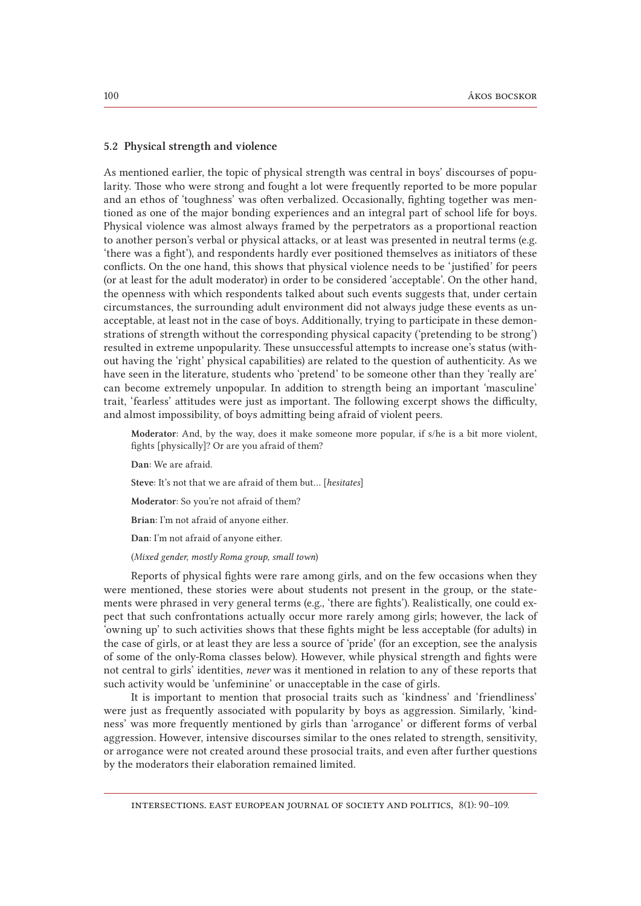### 5.2 Physical strength and violence

As mentioned earlier, the topic of physical strength was central in boys' discourses of popularity. Those who were strong and fought a lot were frequently reported to be more popular and an ethos of 'toughness' was often verbalized. Occasionally, fighting together was mentioned as one of the major bonding experiences and an integral part of school life for boys. Physical violence was almost always framed by the perpetrators as a proportional reaction to another person's verbal or physical attacks, or at least was presented in neutral terms (e.g. 'there was a fight'), and respondents hardly ever positioned themselves as initiators of these conflicts. On the one hand, this shows that physical violence needs to be 'justified' for peers (or at least for the adult moderator) in order to be considered 'acceptable'. On the other hand, the openness with which respondents talked about such events suggests that, under certain circumstances, the surrounding adult environment did not always judge these events as unacceptable, at least not in the case of boys. Additionally, trying to participate in these demonstrations of strength without the corresponding physical capacity ('pretending to be strong') resulted in extreme unpopularity. These unsuccessful attempts to increase one's status (without having the 'right' physical capabilities) are related to the question of authenticity. As we have seen in the literature, students who 'pretend' to be someone other than they 'really are' can become extremely unpopular. In addition to strength being an important 'masculine' trait, 'fearless' attitudes were just as important. The following excerpt shows the difficulty, and almost impossibility, of boys admitting being afraid of violent peers.

> **Moderator**: And, by the way, does it make someone more popular, if s/he is a bit more violent, fights [physically]? Or are you afraid of them?
>
> **Dan**: We are afraid.
>
> **Steve**: It's not that we are afraid of them but… [*hesitates*]
>
> **Moderator**: So you're not afraid of them?
>
> **Brian**: I'm not afraid of anyone either.
>
> **Dan**: I'm not afraid of anyone either.
>
> (*Mixed gender, mostly Roma group, small town*)

Reports of physical fights were rare among girls, and on the few occasions when they were mentioned, these stories were about students not present in the group, or the statements were phrased in very general terms (e.g., 'there are fights'). Realistically, one could expect that such confrontations actually occur more rarely among girls; however, the lack of 'owning up' to such activities shows that these fights might be less acceptable (for adults) in the case of girls, or at least they are less a source of 'pride' (for an exception, see the analysis of some of the only-Roma classes below). However, while physical strength and fights were not central to girls' identities, *never* was it mentioned in relation to any of these reports that such activity would be 'unfeminine' or unacceptable in the case of girls.

It is important to mention that prosocial traits such as 'kindness' and 'friendliness' were just as frequently associated with popularity by boys as aggression. Similarly, 'kindness' was more frequently mentioned by girls than 'arrogance' or different forms of verbal aggression. However, intensive discourses similar to the ones related to strength, sensitivity, or arrogance were not created around these prosocial traits, and even after further questions by the moderators their elaboration remained limited.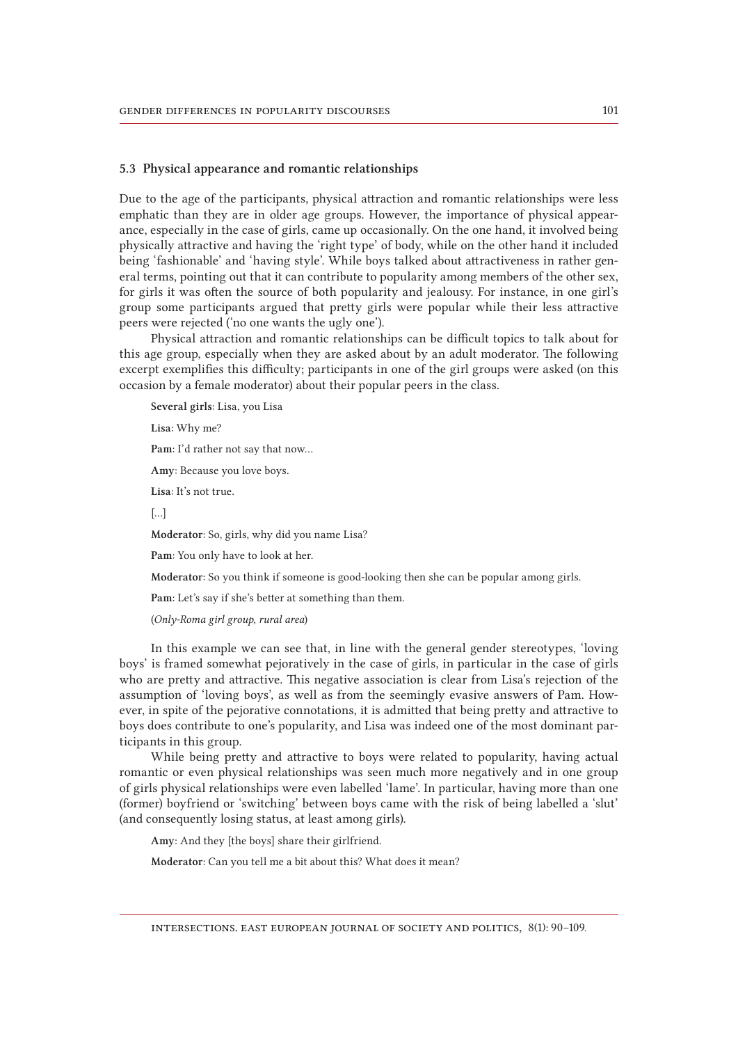### 5.3 Physical appearance and romantic relationships

Due to the age of the participants, physical attraction and romantic relationships were less emphatic than they are in older age groups. However, the importance of physical appearance, especially in the case of girls, came up occasionally. On the one hand, it involved being physically attractive and having the 'right type' of body, while on the other hand it included being 'fashionable' and 'having style'. While boys talked about attractiveness in rather general terms, pointing out that it can contribute to popularity among members of the other sex, for girls it was often the source of both popularity and jealousy. For instance, in one girl's group some participants argued that pretty girls were popular while their less attractive peers were rejected ('no one wants the ugly one').

Physical attraction and romantic relationships can be difficult topics to talk about for this age group, especially when they are asked about by an adult moderator. The following excerpt exemplifies this difficulty; participants in one of the girl groups were asked (on this occasion by a female moderator) about their popular peers in the class.

> **Several girls**: Lisa, you Lisa
>
> **Lisa**: Why me?
>
> **Pam**: I'd rather not say that now…
>
> **Amy**: Because you love boys.
>
> **Lisa**: It's not true.
>
> […]
>
> **Moderator**: So, girls, why did you name Lisa?
>
> **Pam**: You only have to look at her.
>
> **Moderator**: So you think if someone is good-looking then she can be popular among girls.
>
> **Pam**: Let's say if she's better at something than them.
>
> (*Only-Roma girl group, rural area*)

In this example we can see that, in line with the general gender stereotypes, 'loving boys' is framed somewhat pejoratively in the case of girls, in particular in the case of girls who are pretty and attractive. This negative association is clear from Lisa's rejection of the assumption of 'loving boys', as well as from the seemingly evasive answers of Pam. However, in spite of the pejorative connotations, it is admitted that being pretty and attractive to boys does contribute to one's popularity, and Lisa was indeed one of the most dominant participants in this group.

While being pretty and attractive to boys were related to popularity, having actual romantic or even physical relationships was seen much more negatively and in one group of girls physical relationships were even labelled 'lame'. In particular, having more than one (former) boyfriend or 'switching' between boys came with the risk of being labelled a 'slut' (and consequently losing status, at least among girls).

> **Amy**: And they [the boys] share their girlfriend.
>
> **Moderator**: Can you tell me a bit about this? What does it mean?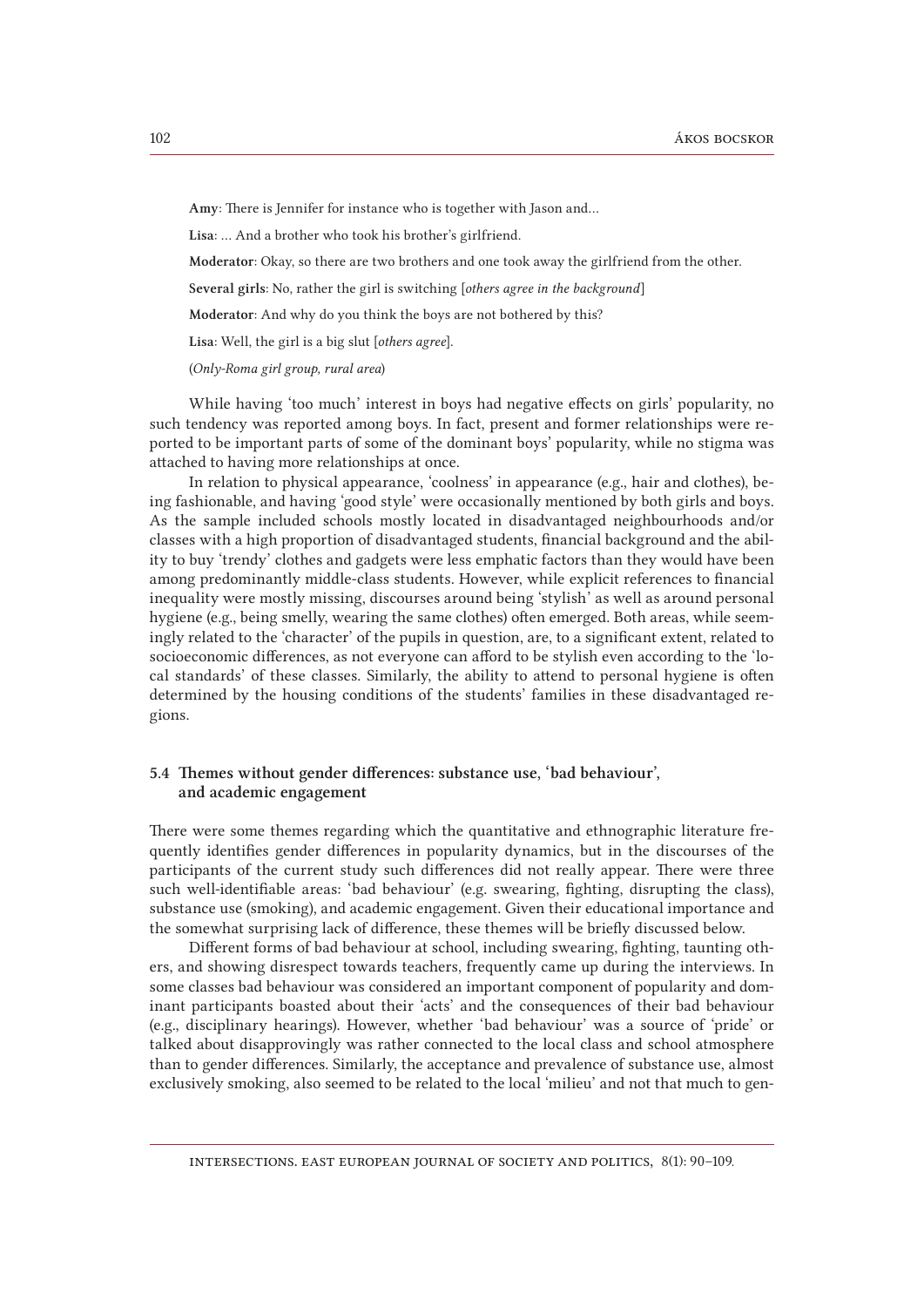**Amy**: There is Jennifer for instance who is together with Jason and…

**Lisa**: … And a brother who took his brother's girlfriend.

**Moderator**: Okay, so there are two brothers and one took away the girlfriend from the other.

**Several girls**: No, rather the girl is switching [*others agree in the background*]

**Moderator**: And why do you think the boys are not bothered by this?

**Lisa**: Well, the girl is a big slut [*others agree*].

(*Only-Roma girl group, rural area*)

While having 'too much' interest in boys had negative effects on girls' popularity, no such tendency was reported among boys. In fact, present and former relationships were reported to be important parts of some of the dominant boys' popularity, while no stigma was attached to having more relationships at once.

In relation to physical appearance, 'coolness' in appearance (e.g., hair and clothes), being fashionable, and having 'good style' were occasionally mentioned by both girls and boys. As the sample included schools mostly located in disadvantaged neighbourhoods and/or classes with a high proportion of disadvantaged students, financial background and the ability to buy 'trendy' clothes and gadgets were less emphatic factors than they would have been among predominantly middle-class students. However, while explicit references to financial inequality were mostly missing, discourses around being 'stylish' as well as around personal hygiene (e.g., being smelly, wearing the same clothes) often emerged. Both areas, while seemingly related to the 'character' of the pupils in question, are, to a significant extent, related to socioeconomic differences, as not everyone can afford to be stylish even according to the 'local standards' of these classes. Similarly, the ability to attend to personal hygiene is often determined by the housing conditions of the students' families in these disadvantaged regions.

### 5.4 Themes without gender differences: substance use, 'bad behaviour', and academic engagement

There were some themes regarding which the quantitative and ethnographic literature frequently identifies gender differences in popularity dynamics, but in the discourses of the participants of the current study such differences did not really appear. There were three such well-identifiable areas: 'bad behaviour' (e.g. swearing, fighting, disrupting the class), substance use (smoking), and academic engagement. Given their educational importance and the somewhat surprising lack of difference, these themes will be briefly discussed below.

Different forms of bad behaviour at school, including swearing, fighting, taunting others, and showing disrespect towards teachers, frequently came up during the interviews. In some classes bad behaviour was considered an important component of popularity and dominant participants boasted about their 'acts' and the consequences of their bad behaviour (e.g., disciplinary hearings). However, whether 'bad behaviour' was a source of 'pride' or talked about disapprovingly was rather connected to the local class and school atmosphere than to gender differences. Similarly, the acceptance and prevalence of substance use, almost exclusively smoking, also seemed to be related to the local 'milieu' and not that much to gen-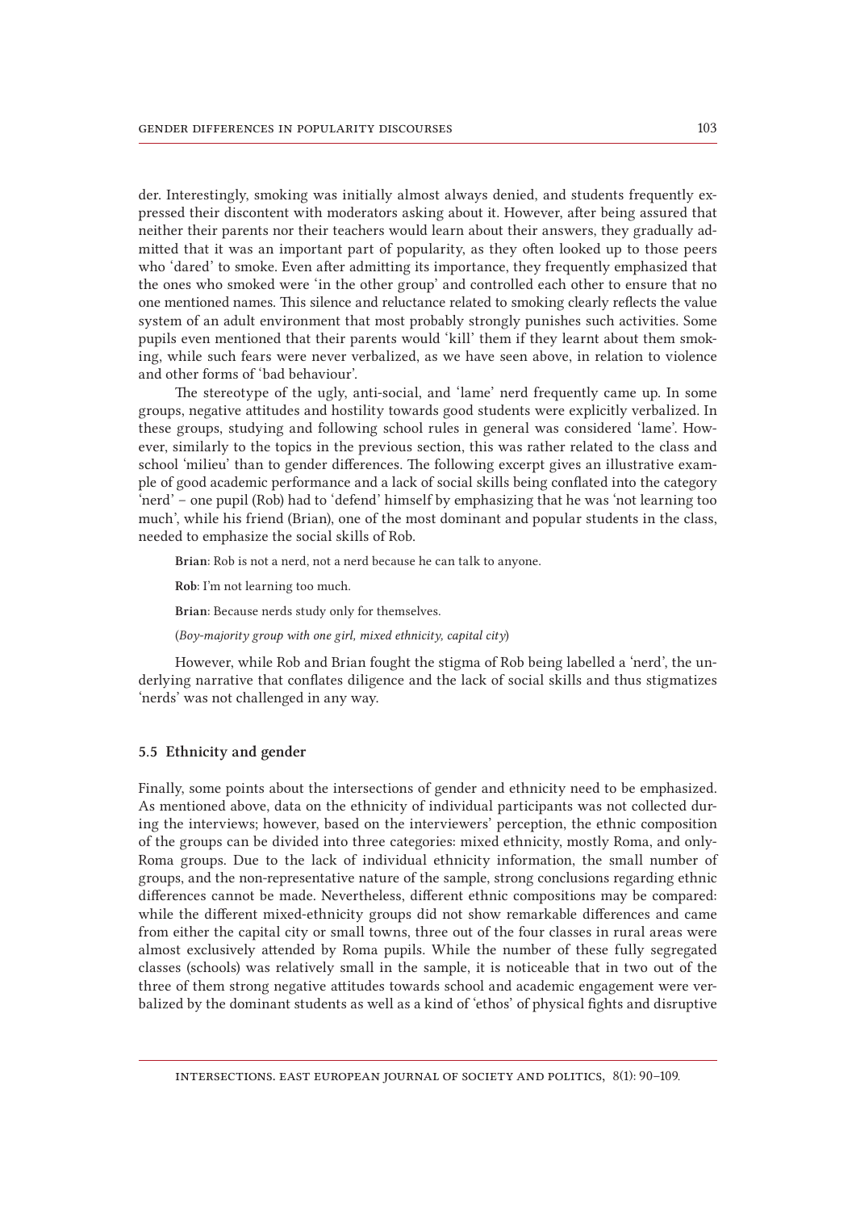der. Interestingly, smoking was initially almost always denied, and students frequently expressed their discontent with moderators asking about it. However, after being assured that neither their parents nor their teachers would learn about their answers, they gradually admitted that it was an important part of popularity, as they often looked up to those peers who 'dared' to smoke. Even after admitting its importance, they frequently emphasized that the ones who smoked were 'in the other group' and controlled each other to ensure that no one mentioned names. This silence and reluctance related to smoking clearly reflects the value system of an adult environment that most probably strongly punishes such activities. Some pupils even mentioned that their parents would 'kill' them if they learnt about them smoking, while such fears were never verbalized, as we have seen above, in relation to violence and other forms of 'bad behaviour'.

The stereotype of the ugly, anti-social, and 'lame' nerd frequently came up. In some groups, negative attitudes and hostility towards good students were explicitly verbalized. In these groups, studying and following school rules in general was considered 'lame'. However, similarly to the topics in the previous section, this was rather related to the class and school 'milieu' than to gender differences. The following excerpt gives an illustrative example of good academic performance and a lack of social skills being conflated into the category 'nerd' – one pupil (Rob) had to 'defend' himself by emphasizing that he was 'not learning too much', while his friend (Brian), one of the most dominant and popular students in the class, needed to emphasize the social skills of Rob.

> **Brian**: Rob is not a nerd, not a nerd because he can talk to anyone.
>
> **Rob**: I'm not learning too much.
>
> **Brian**: Because nerds study only for themselves.
>
> (*Boy-majority group with one girl, mixed ethnicity, capital city*)

However, while Rob and Brian fought the stigma of Rob being labelled a 'nerd', the underlying narrative that conflates diligence and the lack of social skills and thus stigmatizes 'nerds' was not challenged in any way.

### 5.5 Ethnicity and gender

Finally, some points about the intersections of gender and ethnicity need to be emphasized. As mentioned above, data on the ethnicity of individual participants was not collected during the interviews; however, based on the interviewers' perception, the ethnic composition of the groups can be divided into three categories: mixed ethnicity, mostly Roma, and only-Roma groups. Due to the lack of individual ethnicity information, the small number of groups, and the non-representative nature of the sample, strong conclusions regarding ethnic differences cannot be made. Nevertheless, different ethnic compositions may be compared: while the different mixed-ethnicity groups did not show remarkable differences and came from either the capital city or small towns, three out of the four classes in rural areas were almost exclusively attended by Roma pupils. While the number of these fully segregated classes (schools) was relatively small in the sample, it is noticeable that in two out of the three of them strong negative attitudes towards school and academic engagement were verbalized by the dominant students as well as a kind of 'ethos' of physical fights and disruptive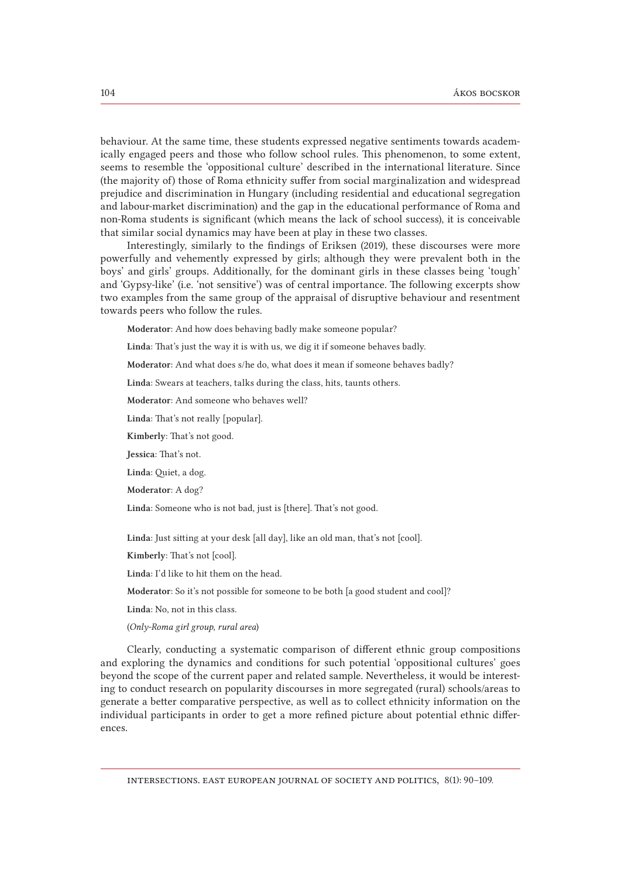behaviour. At the same time, these students expressed negative sentiments towards academically engaged peers and those who follow school rules. This phenomenon, to some extent, seems to resemble the 'oppositional culture' described in the international literature. Since (the majority of) those of Roma ethnicity suffer from social marginalization and widespread prejudice and discrimination in Hungary (including residential and educational segregation and labour-market discrimination) and the gap in the educational performance of Roma and non-Roma students is significant (which means the lack of school success), it is conceivable that similar social dynamics may have been at play in these two classes.

Interestingly, similarly to the findings of Eriksen (2019), these discourses were more powerfully and vehemently expressed by girls; although they were prevalent both in the boys' and girls' groups. Additionally, for the dominant girls in these classes being 'tough' and 'Gypsy-like' (i.e. 'not sensitive') was of central importance. The following excerpts show two examples from the same group of the appraisal of disruptive behaviour and resentment towards peers who follow the rules.

> **Moderator**: And how does behaving badly make someone popular?
>
> **Linda**: That's just the way it is with us, we dig it if someone behaves badly.
>
> **Moderator**: And what does s/he do, what does it mean if someone behaves badly?
>
> **Linda**: Swears at teachers, talks during the class, hits, taunts others.
>
> **Moderator**: And someone who behaves well?
>
> **Linda**: That's not really [popular].
>
> **Kimberly**: That's not good.
>
> **Jessica**: That's not.
>
> **Linda**: Quiet, a dog.
>
> **Moderator**: A dog?
>
> **Linda**: Someone who is not bad, just is [there]. That's not good.
>
> **Linda**: Just sitting at your desk [all day], like an old man, that's not [cool].
>
> **Kimberly**: That's not [cool].
>
> **Linda**: I'd like to hit them on the head.
>
> **Moderator**: So it's not possible for someone to be both [a good student and cool]?
>
> **Linda**: No, not in this class.
>
> (*Only-Roma girl group, rural area*)

Clearly, conducting a systematic comparison of different ethnic group compositions and exploring the dynamics and conditions for such potential 'oppositional cultures' goes beyond the scope of the current paper and related sample. Nevertheless, it would be interesting to conduct research on popularity discourses in more segregated (rural) schools/areas to generate a better comparative perspective, as well as to collect ethnicity information on the individual participants in order to get a more refined picture about potential ethnic differences.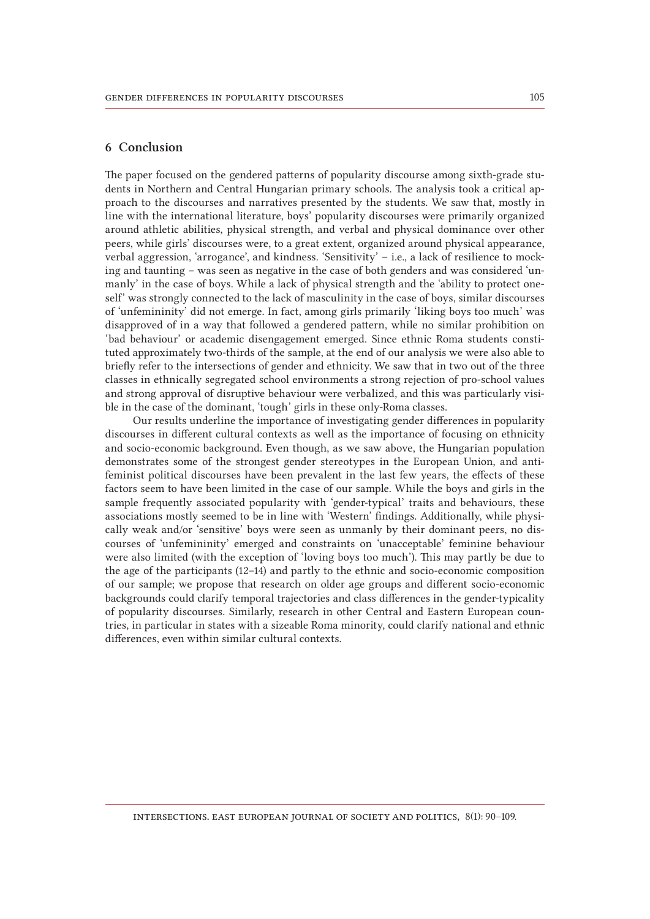## 6 Conclusion

The paper focused on the gendered patterns of popularity discourse among sixth-grade students in Northern and Central Hungarian primary schools. The analysis took a critical approach to the discourses and narratives presented by the students. We saw that, mostly in line with the international literature, boys' popularity discourses were primarily organized around athletic abilities, physical strength, and verbal and physical dominance over other peers, while girls' discourses were, to a great extent, organized around physical appearance, verbal aggression, 'arrogance', and kindness. 'Sensitivity' – i.e., a lack of resilience to mocking and taunting – was seen as negative in the case of both genders and was considered 'unmanly' in the case of boys. While a lack of physical strength and the 'ability to protect oneself' was strongly connected to the lack of masculinity in the case of boys, similar discourses of 'unfemininity' did not emerge. In fact, among girls primarily 'liking boys too much' was disapproved of in a way that followed a gendered pattern, while no similar prohibition on 'bad behaviour' or academic disengagement emerged. Since ethnic Roma students constituted approximately two-thirds of the sample, at the end of our analysis we were also able to briefly refer to the intersections of gender and ethnicity. We saw that in two out of the three classes in ethnically segregated school environments a strong rejection of pro-school values and strong approval of disruptive behaviour were verbalized, and this was particularly visible in the case of the dominant, 'tough' girls in these only-Roma classes.

Our results underline the importance of investigating gender differences in popularity discourses in different cultural contexts as well as the importance of focusing on ethnicity and socio-economic background. Even though, as we saw above, the Hungarian population demonstrates some of the strongest gender stereotypes in the European Union, and anti-feminist political discourses have been prevalent in the last few years, the effects of these factors seem to have been limited in the case of our sample. While the boys and girls in the sample frequently associated popularity with 'gender-typical' traits and behaviours, these associations mostly seemed to be in line with 'Western' findings. Additionally, while physically weak and/or 'sensitive' boys were seen as unmanly by their dominant peers, no discourses of 'unfemininity' emerged and constraints on 'unacceptable' feminine behaviour were also limited (with the exception of 'loving boys too much'). This may partly be due to the age of the participants (12–14) and partly to the ethnic and socio-economic composition of our sample; we propose that research on older age groups and different socio-economic backgrounds could clarify temporal trajectories and class differences in the gender-typicality of popularity discourses. Similarly, research in other Central and Eastern European countries, in particular in states with a sizeable Roma minority, could clarify national and ethnic differences, even within similar cultural contexts.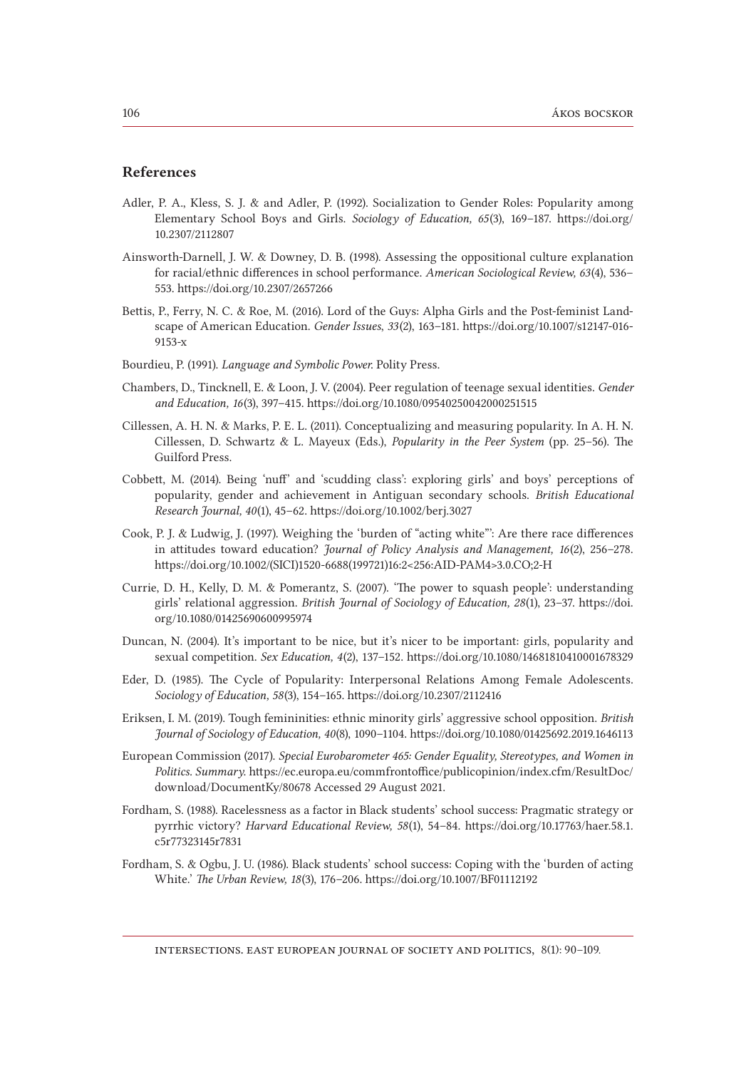## References

Adler, P. A., Kless, S. J. & and Adler, P. (1992). Socialization to Gender Roles: Popularity among Elementary School Boys and Girls. *Sociology of Education, 65*(3), 169–187. https://doi.org/10.2307/2112807

Ainsworth-Darnell, J. W. & Downey, D. B. (1998). Assessing the oppositional culture explanation for racial/ethnic differences in school performance. *American Sociological Review, 63*(4), 536–553. https://doi.org/10.2307/2657266

Bettis, P., Ferry, N. C. & Roe, M. (2016). Lord of the Guys: Alpha Girls and the Post-feminist Landscape of American Education. *Gender Issues*, *33*(2), 163–181. https://doi.org/10.1007/s12147-016-9153-x

Bourdieu, P. (1991). *Language and Symbolic Power.* Polity Press.

Chambers, D., Tincknell, E. & Loon, J. V. (2004). Peer regulation of teenage sexual identities. *Gender and Education, 16*(3), 397–415. https://doi.org/10.1080/09540250042000251515

Cillessen, A. H. N. & Marks, P. E. L. (2011). Conceptualizing and measuring popularity. In A. H. N. Cillessen, D. Schwartz & L. Mayeux (Eds.), *Popularity in the Peer System* (pp. 25–56). The Guilford Press.

Cobbett, M. (2014). Being 'nuff' and 'scudding class': exploring girls' and boys' perceptions of popularity, gender and achievement in Antiguan secondary schools. *British Educational Research Journal, 40*(1), 45–62. https://doi.org/10.1002/berj.3027

Cook, P. J. & Ludwig, J. (1997). Weighing the 'burden of "acting white"': Are there race differences in attitudes toward education? *Journal of Policy Analysis and Management, 16*(2), 256–278. https://doi.org/10.1002/(SICI)1520-6688(199721)16:2<256:AID-PAM4>3.0.CO;2-H

Currie, D. H., Kelly, D. M. & Pomerantz, S. (2007). 'The power to squash people': understanding girls' relational aggression. *British Journal of Sociology of Education, 28*(1), 23–37. https://doi.org/10.1080/01425690600995974

Duncan, N. (2004). It's important to be nice, but it's nicer to be important: girls, popularity and sexual competition. *Sex Education, 4*(2), 137–152. https://doi.org/10.1080/14681810410001678329

Eder, D. (1985). The Cycle of Popularity: Interpersonal Relations Among Female Adolescents. *Sociology of Education, 58*(3), 154–165. https://doi.org/10.2307/2112416

Eriksen, I. M. (2019). Tough femininities: ethnic minority girls' aggressive school opposition. *British Journal of Sociology of Education, 40*(8), 1090–1104. https://doi.org/10.1080/01425692.2019.1646113

European Commission (2017). *Special Eurobarometer 465: Gender Equality, Stereotypes, and Women in Politics. Summary.* https://ec.europa.eu/commfrontoffice/publicopinion/index.cfm/ResultDoc/download/DocumentKy/80678 Accessed 29 August 2021.

Fordham, S. (1988). Racelessness as a factor in Black students' school success: Pragmatic strategy or pyrrhic victory? *Harvard Educational Review, 58*(1), 54–84. https://doi.org/10.17763/haer.58.1.c5r77323145r7831

Fordham, S. & Ogbu, J. U. (1986). Black students' school success: Coping with the 'burden of acting White.' *The Urban Review, 18*(3), 176–206. https://doi.org/10.1007/BF01112192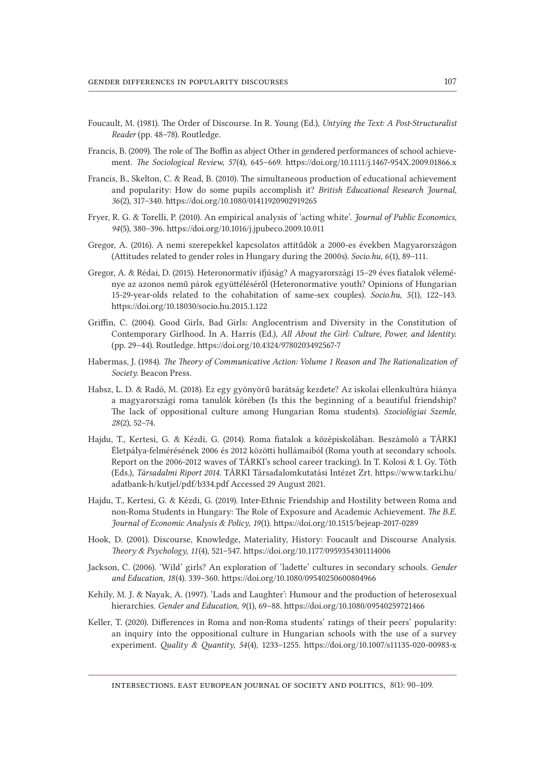Foucault, M. (1981). The Order of Discourse. In R. Young (Ed.), *Untying the Text: A Post-Structuralist Reader* (pp. 48–78). Routledge.

Francis, B. (2009). The role of The Boffin as abject Other in gendered performances of school achievement. *The Sociological Review, 57*(4), 645–669. https://doi.org/10.1111/j.1467-954X.2009.01866.x

Francis, B., Skelton, C. & Read, B. (2010). The simultaneous production of educational achievement and popularity: How do some pupils accomplish it? *British Educational Research Journal, 36*(2), 317–340. https://doi.org/10.1080/01411920902919265

Fryer, R. G. & Torelli, P. (2010). An empirical analysis of 'acting white'. *Journal of Public Economics, 94*(5), 380–396. https://doi.org/10.1016/j.jpubeco.2009.10.011

Gregor, A. (2016). A nemi szerepekkel kapcsolatos attitűdök a 2000-es években Magyarországon (Attitudes related to gender roles in Hungary during the 2000s). *Socio.hu, 6*(1), 89–111.

Gregor, A. & Rédai, D. (2015). Heteronormatív ifjúság? A magyarországi 15–29 éves fiatalok véleménye az azonos nemű párok együttéléséről (Heteronormative youth? Opinions of Hungarian 15-29-year-olds related to the cohabitation of same-sex couples). *Socio.hu, 5*(1), 122–143. https://doi.org/10.18030/socio.hu.2015.1.122

Griffin, C. (2004). Good Girls, Bad Girls: Anglocentrism and Diversity in the Constitution of Contemporary Girlhood. In A. Harris (Ed.), *All About the Girl: Culture, Power, and Identity.* (pp. 29–44). Routledge. https://doi.org/10.4324/9780203492567-7

Habermas, J. (1984). *The Theory of Communicative Action: Volume 1 Reason and The Rationalization of Society*. Beacon Press.

Habsz, L. D. & Radó, M. (2018). Ez egy gyönyörű barátság kezdete? Az iskolai ellenkultúra hiánya a magyarországi roma tanulók körében (Is this the beginning of a beautiful friendship? The lack of oppositional culture among Hungarian Roma students). *Szociológiai Szemle, 28*(2), 52–74.

Hajdu, T., Kertesi, G. & Kézdi, G. (2014). Roma fiatalok a középiskolában. Beszámoló a TÁRKI Életpálya-felmérésének 2006 és 2012 közötti hullámaiból (Roma youth at secondary schools. Report on the 2006-2012 waves of TÁRKI's school career tracking). In T. Kolosi & I. Gy. Tóth (Eds.), *Társadalmi Riport 2014.* TÁRKI Társadalomkutatási Intézet Zrt. https://www.tarki.hu/adatbank-h/kutjel/pdf/b334.pdf Accessed 29 August 2021.

Hajdu, T., Kertesi, G. & Kézdi, G. (2019). Inter-Ethnic Friendship and Hostility between Roma and non-Roma Students in Hungary: The Role of Exposure and Academic Achievement. *The B.E. Journal of Economic Analysis & Policy, 19*(1). https://doi.org/10.1515/bejeap-2017-0289

Hook, D. (2001). Discourse, Knowledge, Materiality, History: Foucault and Discourse Analysis. *Theory & Psychology, 11*(4), 521–547. https://doi.org/10.1177/0959354301114006

Jackson, C. (2006). 'Wild' girls? An exploration of 'ladette' cultures in secondary schools. *Gender and Education, 18*(4). 339–360. https://doi.org/10.1080/09540250600804966

Kehily, M. J. & Nayak, A. (1997). 'Lads and Laughter': Humour and the production of heterosexual hierarchies. *Gender and Education, 9*(1), 69–88. https://doi.org/10.1080/09540259721466

Keller, T. (2020). Differences in Roma and non-Roma students' ratings of their peers' popularity: an inquiry into the oppositional culture in Hungarian schools with the use of a survey experiment. *Quality & Quantity, 54*(4), 1233–1255. https://doi.org/10.1007/s11135-020-00983-x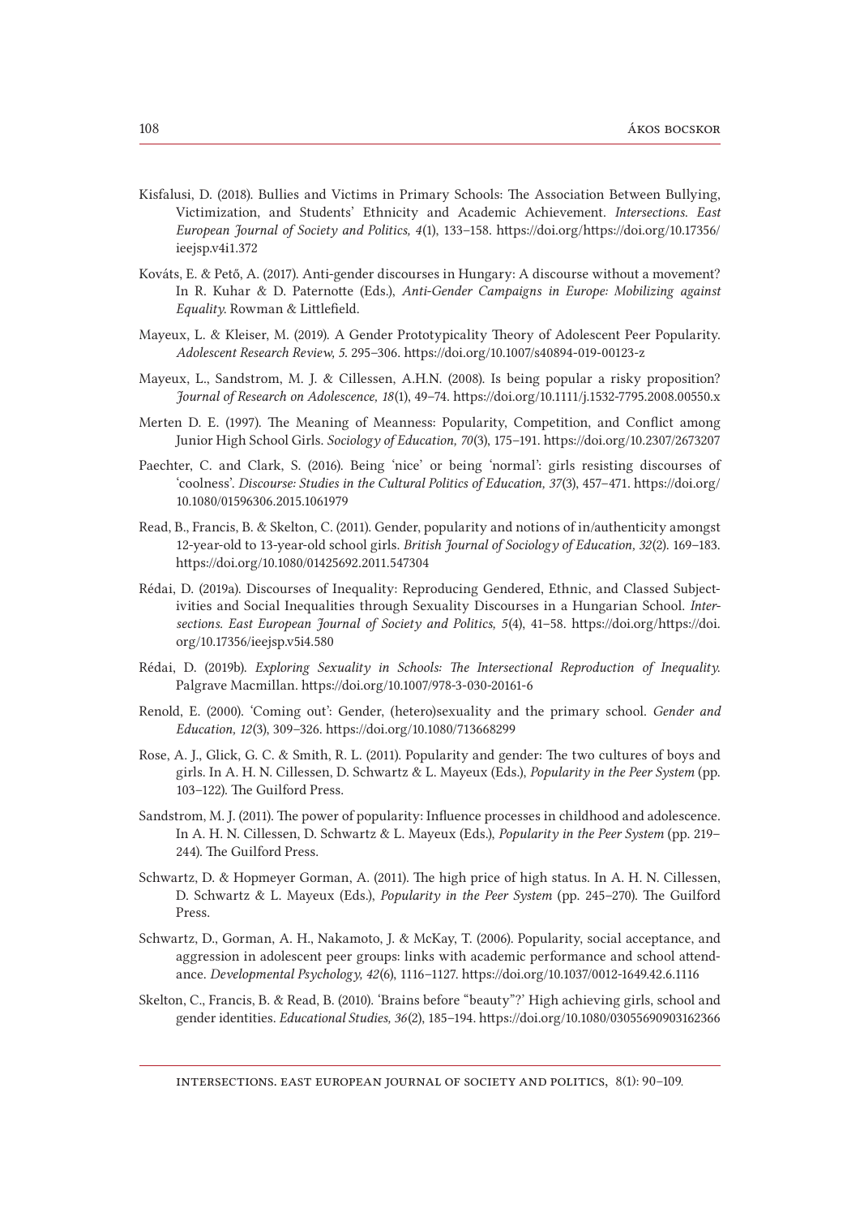Kisfalusi, D. (2018). Bullies and Victims in Primary Schools: The Association Between Bullying, Victimization, and Students' Ethnicity and Academic Achievement. *Intersections. East European Journal of Society and Politics, 4*(1), 133–158. https://doi.org/https://doi.org/10.17356/ieejsp.v4i1.372

Kováts, E. & Pető, A. (2017). Anti-gender discourses in Hungary: A discourse without a movement? In R. Kuhar & D. Paternotte (Eds.), *Anti-Gender Campaigns in Europe: Mobilizing against Equality*. Rowman & Littlefield.

Mayeux, L. & Kleiser, M. (2019). A Gender Prototypicality Theory of Adolescent Peer Popularity. *Adolescent Research Review, 5*. 295–306. https://doi.org/10.1007/s40894-019-00123-z

Mayeux, L., Sandstrom, M. J. & Cillessen, A.H.N. (2008). Is being popular a risky proposition? *Journal of Research on Adolescence, 18*(1), 49–74. https://doi.org/10.1111/j.1532-7795.2008.00550.x

Merten D. E. (1997). The Meaning of Meanness: Popularity, Competition, and Conflict among Junior High School Girls. *Sociology of Education, 70*(3), 175–191. https://doi.org/10.2307/2673207

Paechter, C. and Clark, S. (2016). Being 'nice' or being 'normal': girls resisting discourses of 'coolness'. *Discourse: Studies in the Cultural Politics of Education, 37*(3), 457–471. https://doi.org/10.1080/01596306.2015.1061979

Read, B., Francis, B. & Skelton, C. (2011). Gender, popularity and notions of in/authenticity amongst 12-year-old to 13-year-old school girls. *British Journal of Sociology of Education, 32*(2). 169–183. https://doi.org/10.1080/01425692.2011.547304

Rédai, D. (2019a). Discourses of Inequality: Reproducing Gendered, Ethnic, and Classed Subjectivities and Social Inequalities through Sexuality Discourses in a Hungarian School. *Intersections. East European Journal of Society and Politics, 5*(4), 41–58. https://doi.org/https://doi.org/10.17356/ieejsp.v5i4.580

Rédai, D. (2019b). *Exploring Sexuality in Schools: The Intersectional Reproduction of Inequality*. Palgrave Macmillan. https://doi.org/10.1007/978-3-030-20161-6

Renold, E. (2000). 'Coming out': Gender, (hetero)sexuality and the primary school. *Gender and Education, 12*(3), 309–326. https://doi.org/10.1080/713668299

Rose, A. J., Glick, G. C. & Smith, R. L. (2011). Popularity and gender: The two cultures of boys and girls. In A. H. N. Cillessen, D. Schwartz & L. Mayeux (Eds.), *Popularity in the Peer System* (pp. 103–122). The Guilford Press.

Sandstrom, M. J. (2011). The power of popularity: Influence processes in childhood and adolescence. In A. H. N. Cillessen, D. Schwartz & L. Mayeux (Eds.), *Popularity in the Peer System* (pp. 219–244). The Guilford Press.

Schwartz, D. & Hopmeyer Gorman, A. (2011). The high price of high status. In A. H. N. Cillessen, D. Schwartz & L. Mayeux (Eds.), *Popularity in the Peer System* (pp. 245–270). The Guilford Press.

Schwartz, D., Gorman, A. H., Nakamoto, J. & McKay, T. (2006). Popularity, social acceptance, and aggression in adolescent peer groups: links with academic performance and school attendance. *Developmental Psychology, 42*(6), 1116–1127. https://doi.org/10.1037/0012-1649.42.6.1116

Skelton, C., Francis, B. & Read, B. (2010). 'Brains before "beauty"?' High achieving girls, school and gender identities. *Educational Studies, 36*(2), 185–194. https://doi.org/10.1080/03055690903162366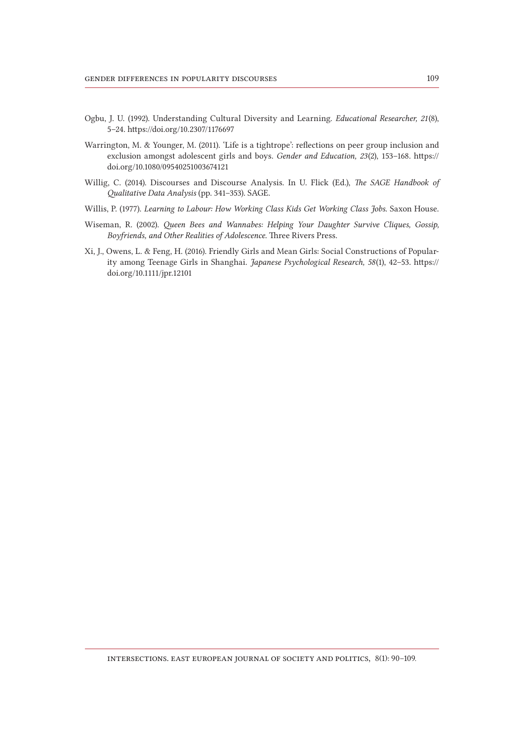Ogbu, J. U. (1992). Understanding Cultural Diversity and Learning. *Educational Researcher, 21*(8), 5–24. https://doi.org/10.2307/1176697

Warrington, M. & Younger, M. (2011). 'Life is a tightrope': reflections on peer group inclusion and exclusion amongst adolescent girls and boys. *Gender and Education, 23*(2), 153–168. https://doi.org/10.1080/09540251003674121

Willig, C. (2014). Discourses and Discourse Analysis. In U. Flick (Ed.), *The SAGE Handbook of Qualitative Data Analysis* (pp. 341–353). SAGE.

Willis, P. (1977). *Learning to Labour: How Working Class Kids Get Working Class Jobs*. Saxon House.

Wiseman, R. (2002). *Queen Bees and Wannabes: Helping Your Daughter Survive Cliques, Gossip, Boyfriends, and Other Realities of Adolescence*. Three Rivers Press.

Xi, J., Owens, L. & Feng, H. (2016). Friendly Girls and Mean Girls: Social Constructions of Popularity among Teenage Girls in Shanghai. *Japanese Psychological Research, 58*(1), 42–53. https://doi.org/10.1111/jpr.12101